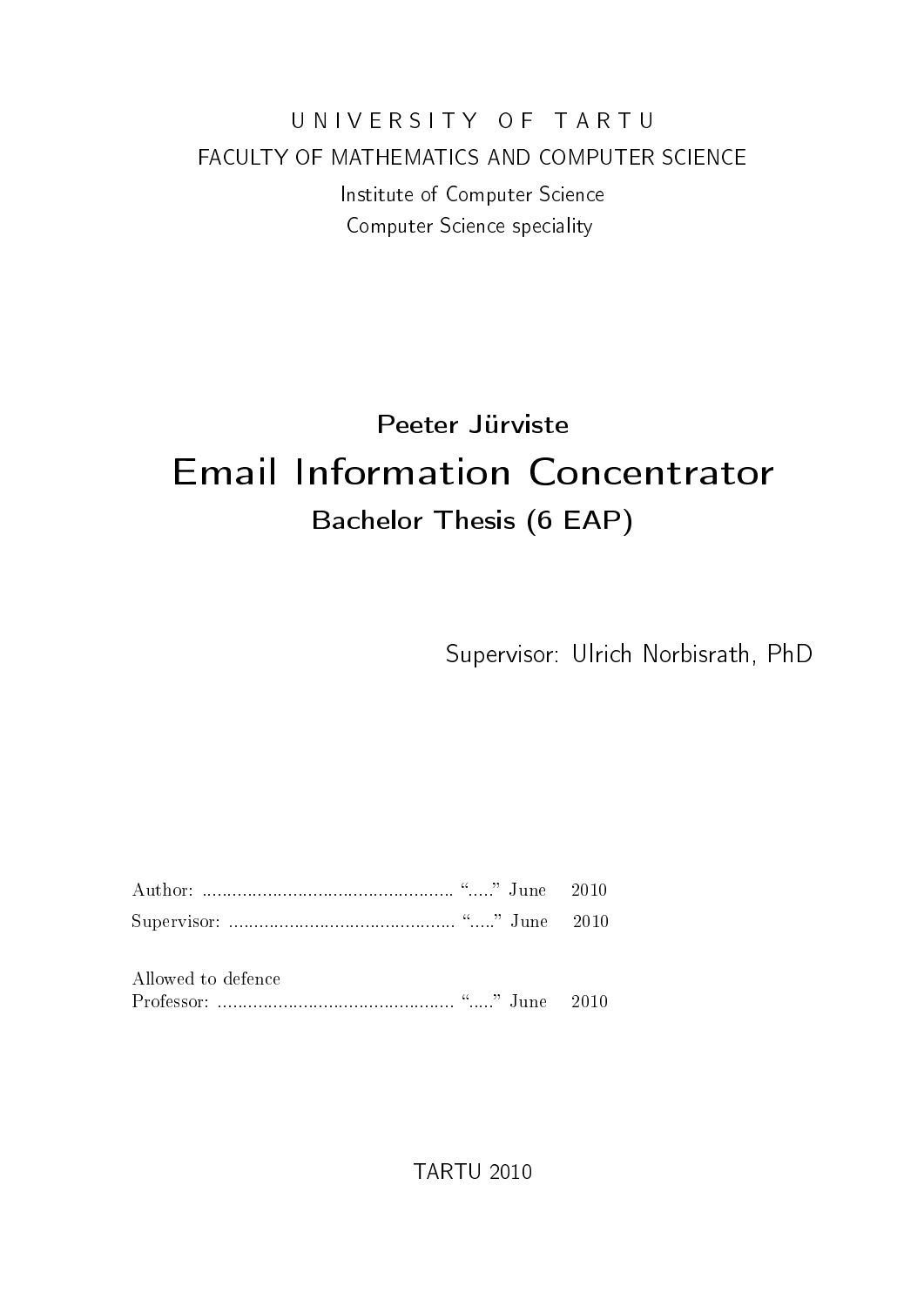U N I V E R S I T Y O F T A R T U

FACULTY OF MATHEMATICS AND COMPUTER SCIENCE

Institute of Computer Science

Computer Science speciality

Peeter Jürviste

# Email Information Concentrator

Bachelor Thesis (6 EAP)

Supervisor: Ulrich Norbisrath, PhD

Author: ................................................ "....." June 2010

Supervisor: ........................................... "....." June 2010

Allowed to defence

Professor: ............................................ "....." June 2010

TARTU 2010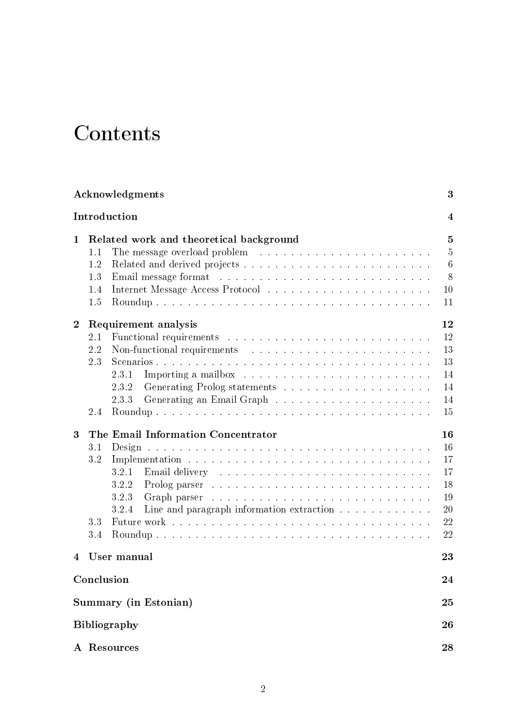# Contents

| | | |
|---|---|---|
| **Acknowledgments** | | **3** |
| **Introduction** | | **4** |
| **1** | **Related work and theoretical background** | **5** |
| 1.1 | The message overload problem | 5 |
| 1.2 | Related and derived projects | 6 |
| 1.3 | Email message format | 8 |
| 1.4 | Internet Message Access Protocol | 10 |
| 1.5 | Roundup | 11 |
| **2** | **Requirement analysis** | **12** |
| 2.1 | Functional requirements | 12 |
| 2.2 | Non-functional requirements | 13 |
| 2.3 | Scenarios | 13 |
| 2.3.1 | Importing a mailbox | 14 |
| 2.3.2 | Generating Prolog statements | 14 |
| 2.3.3 | Generating an Email Graph | 14 |
| 2.4 | Roundup | 15 |
| **3** | **The Email Information Concentrator** | **16** |
| 3.1 | Design | 16 |
| 3.2 | Implementation | 17 |
| 3.2.1 | Email delivery | 17 |
| 3.2.2 | Prolog parser | 18 |
| 3.2.3 | Graph parser | 19 |
| 3.2.4 | Line and paragraph information extraction | 20 |
| 3.3 | Future work | 22 |
| 3.4 | Roundup | 22 |
| **4** | **User manual** | **23** |
| **Conclusion** | | **24** |
| **Summary (in Estonian)** | | **25** |
| **Bibliography** | | **26** |
| **A** | **Resources** | **28** |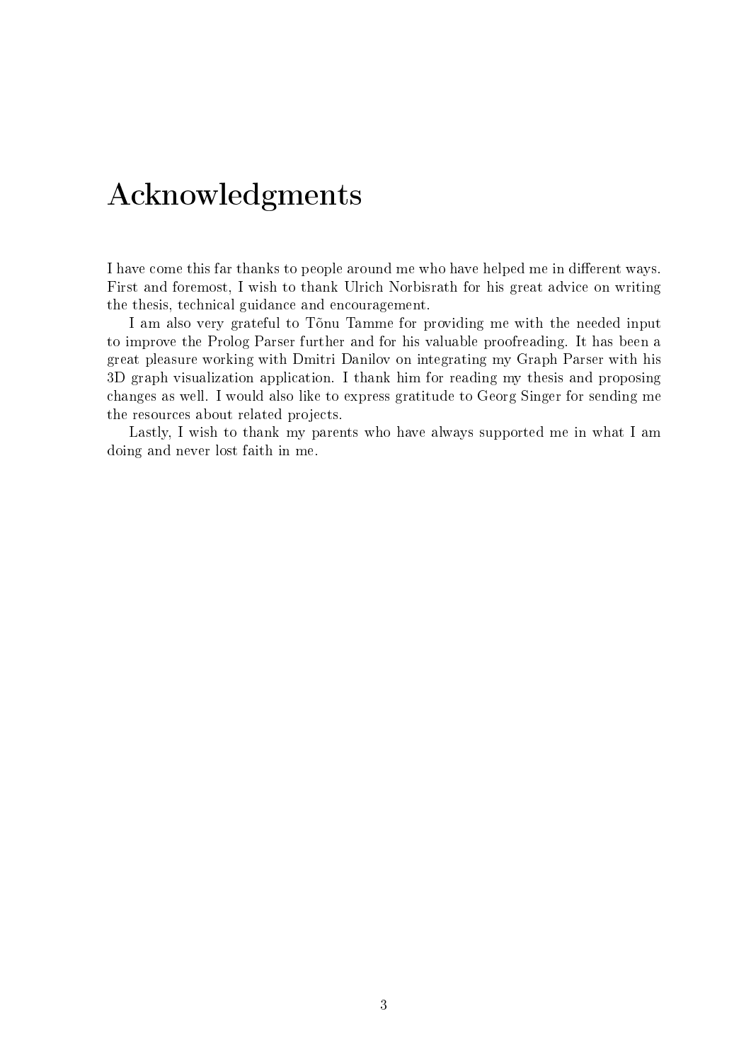# Acknowledgments

I have come this far thanks to people around me who have helped me in different ways. First and foremost, I wish to thank Ulrich Norbisrath for his great advice on writing the thesis, technical guidance and encouragement.

I am also very grateful to Tõnu Tamme for providing me with the needed input to improve the Prolog Parser further and for his valuable proofreading. It has been a great pleasure working with Dmitri Danilov on integrating my Graph Parser with his 3D graph visualization application. I thank him for reading my thesis and proposing changes as well. I would also like to express gratitude to Georg Singer for sending me the resources about related projects.

Lastly, I wish to thank my parents who have always supported me in what I am doing and never lost faith in me.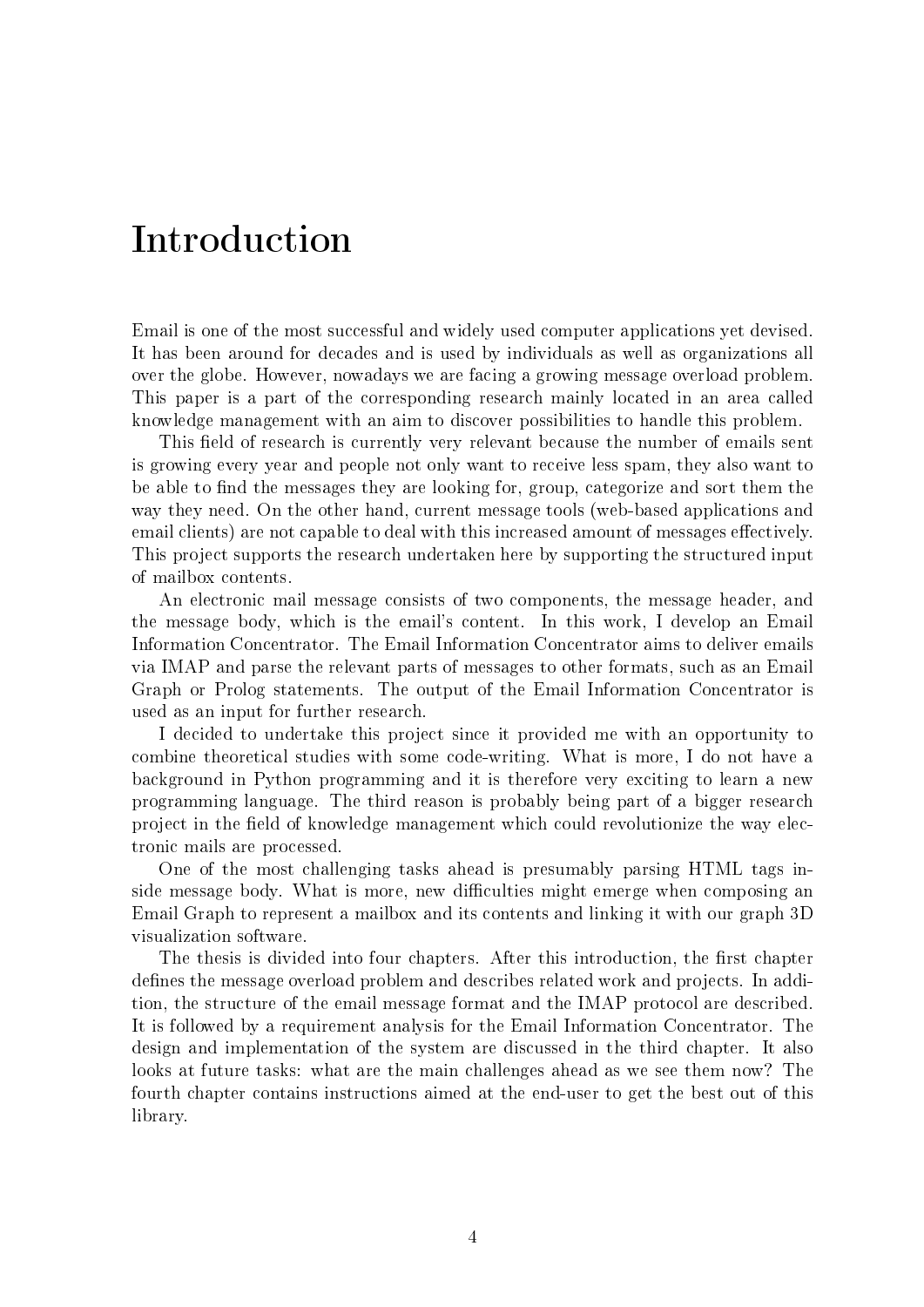# Introduction

Email is one of the most successful and widely used computer applications yet devised. It has been around for decades and is used by individuals as well as organizations all over the globe. However, nowadays we are facing a growing message overload problem. This paper is a part of the corresponding research mainly located in an area called knowledge management with an aim to discover possibilities to handle this problem.

This field of research is currently very relevant because the number of emails sent is growing every year and people not only want to receive less spam, they also want to be able to find the messages they are looking for, group, categorize and sort them the way they need. On the other hand, current message tools (web-based applications and email clients) are not capable to deal with this increased amount of messages effectively. This project supports the research undertaken here by supporting the structured input of mailbox contents.

An electronic mail message consists of two components, the message header, and the message body, which is the email's content. In this work, I develop an Email Information Concentrator. The Email Information Concentrator aims to deliver emails via IMAP and parse the relevant parts of messages to other formats, such as an Email Graph or Prolog statements. The output of the Email Information Concentrator is used as an input for further research.

I decided to undertake this project since it provided me with an opportunity to combine theoretical studies with some code-writing. What is more, I do not have a background in Python programming and it is therefore very exciting to learn a new programming language. The third reason is probably being part of a bigger research project in the field of knowledge management which could revolutionize the way electronic mails are processed.

One of the most challenging tasks ahead is presumably parsing HTML tags inside message body. What is more, new difficulties might emerge when composing an Email Graph to represent a mailbox and its contents and linking it with our graph 3D visualization software.

The thesis is divided into four chapters. After this introduction, the first chapter defines the message overload problem and describes related work and projects. In addition, the structure of the email message format and the IMAP protocol are described. It is followed by a requirement analysis for the Email Information Concentrator. The design and implementation of the system are discussed in the third chapter. It also looks at future tasks: what are the main challenges ahead as we see them now? The fourth chapter contains instructions aimed at the end-user to get the best out of this library.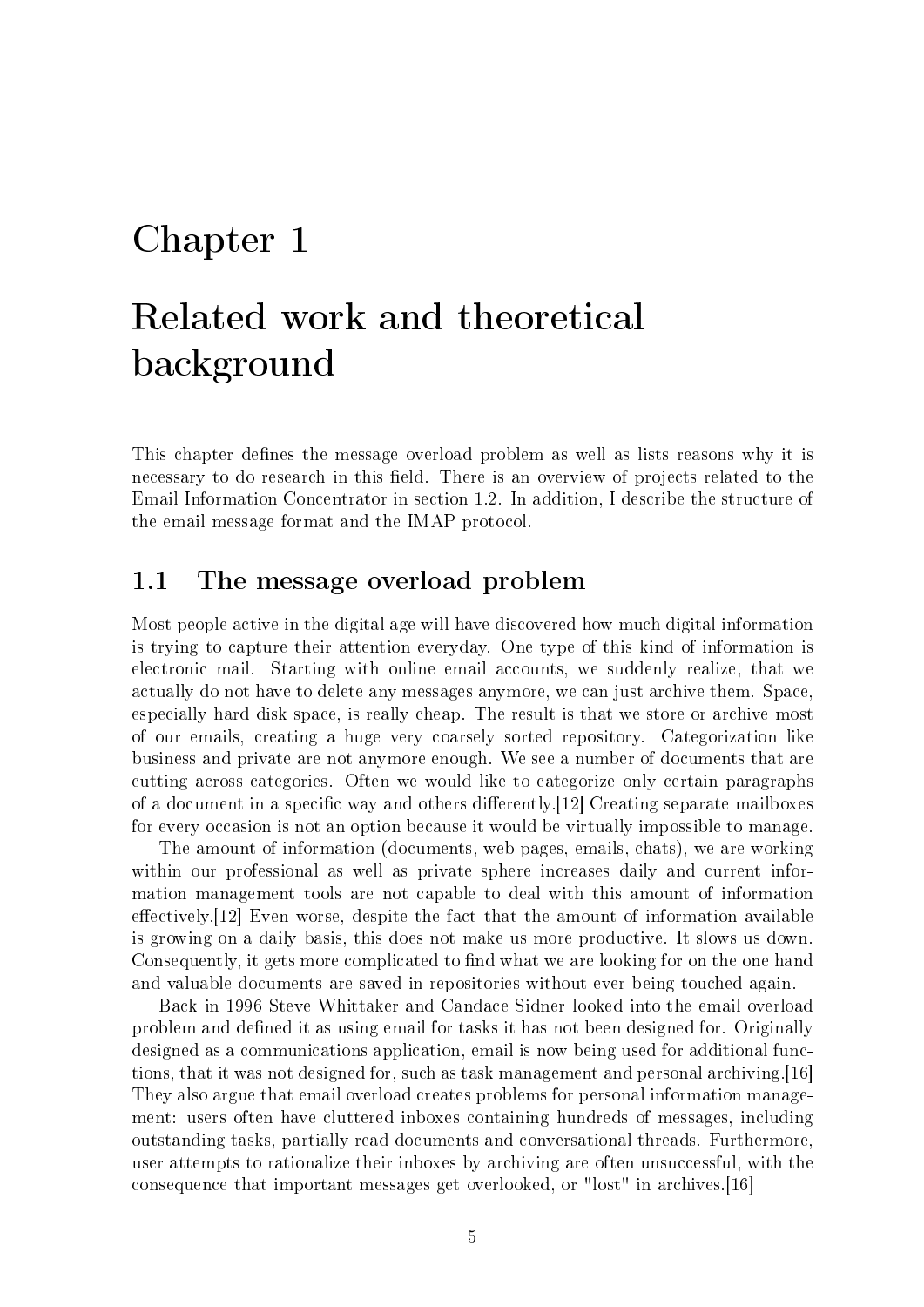# Chapter 1

# Related work and theoretical background

This chapter defines the message overload problem as well as lists reasons why it is necessary to do research in this field. There is an overview of projects related to the Email Information Concentrator in section 1.2. In addition, I describe the structure of the email message format and the IMAP protocol.

## 1.1 The message overload problem

Most people active in the digital age will have discovered how much digital information is trying to capture their attention everyday. One type of this kind of information is electronic mail. Starting with online email accounts, we suddenly realize, that we actually do not have to delete any messages anymore, we can just archive them. Space, especially hard disk space, is really cheap. The result is that we store or archive most of our emails, creating a huge very coarsely sorted repository. Categorization like business and private are not anymore enough. We see a number of documents that are cutting across categories. Often we would like to categorize only certain paragraphs of a document in a specific way and others differently.[12] Creating separate mailboxes for every occasion is not an option because it would be virtually impossible to manage.

The amount of information (documents, web pages, emails, chats), we are working within our professional as well as private sphere increases daily and current information management tools are not capable to deal with this amount of information effectively.[12] Even worse, despite the fact that the amount of information available is growing on a daily basis, this does not make us more productive. It slows us down. Consequently, it gets more complicated to find what we are looking for on the one hand and valuable documents are saved in repositories without ever being touched again.

Back in 1996 Steve Whittaker and Candace Sidner looked into the email overload problem and defined it as using email for tasks it has not been designed for. Originally designed as a communications application, email is now being used for additional functions, that it was not designed for, such as task management and personal archiving.[16] They also argue that email overload creates problems for personal information management: users often have cluttered inboxes containing hundreds of messages, including outstanding tasks, partially read documents and conversational threads. Furthermore, user attempts to rationalize their inboxes by archiving are often unsuccessful, with the consequence that important messages get overlooked, or "lost" in archives.[16]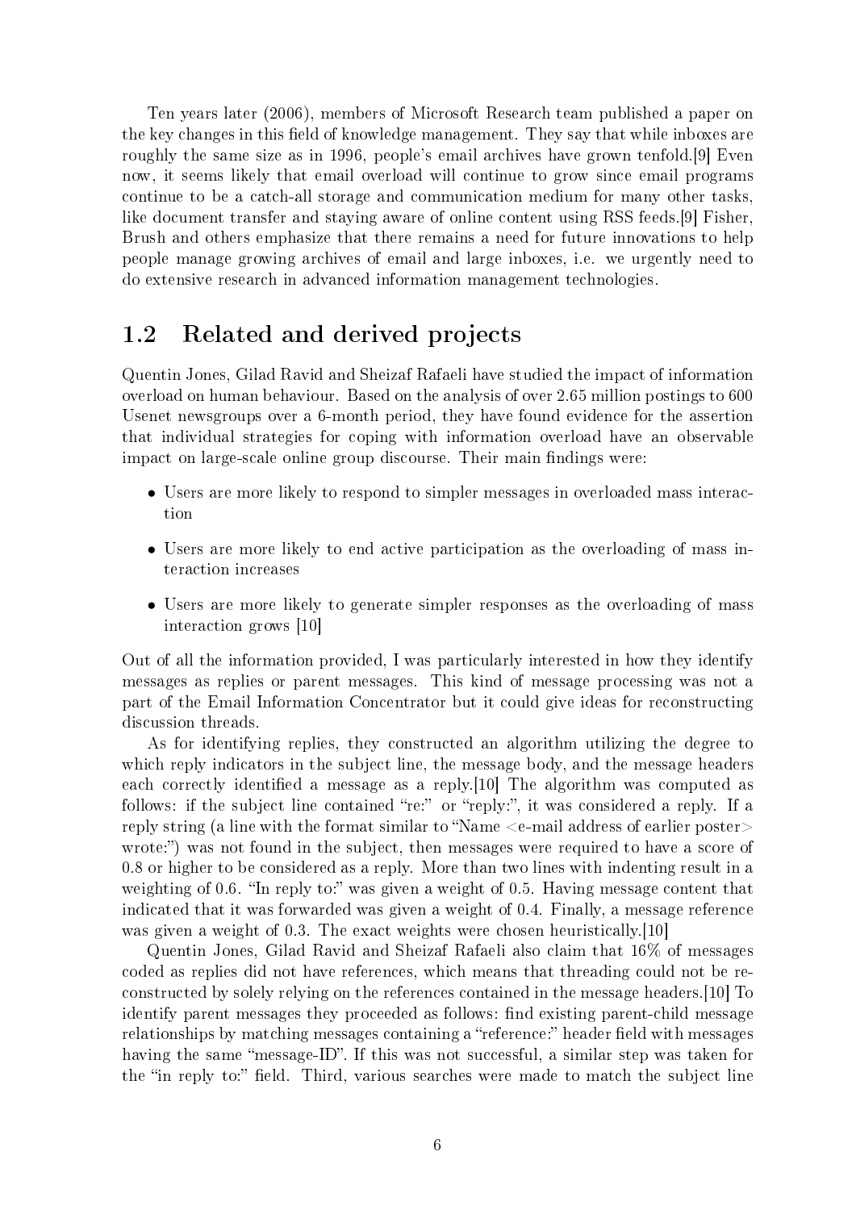Ten years later (2006), members of Microsoft Research team published a paper on the key changes in this field of knowledge management. They say that while inboxes are roughly the same size as in 1996, people's email archives have grown tenfold.[9] Even now, it seems likely that email overload will continue to grow since email programs continue to be a catch-all storage and communication medium for many other tasks, like document transfer and staying aware of online content using RSS feeds.[9] Fisher, Brush and others emphasize that there remains a need for future innovations to help people manage growing archives of email and large inboxes, i.e. we urgently need to do extensive research in advanced information management technologies.

## 1.2 Related and derived projects

Quentin Jones, Gilad Ravid and Sheizaf Rafaeli have studied the impact of information overload on human behaviour. Based on the analysis of over 2.65 million postings to 600 Usenet newsgroups over a 6-month period, they have found evidence for the assertion that individual strategies for coping with information overload have an observable impact on large-scale online group discourse. Their main findings were:

- Users are more likely to respond to simpler messages in overloaded mass interaction
- Users are more likely to end active participation as the overloading of mass interaction increases
- Users are more likely to generate simpler responses as the overloading of mass interaction grows [10]

Out of all the information provided, I was particularly interested in how they identify messages as replies or parent messages. This kind of message processing was not a part of the Email Information Concentrator but it could give ideas for reconstructing discussion threads.

As for identifying replies, they constructed an algorithm utilizing the degree to which reply indicators in the subject line, the message body, and the message headers each correctly identified a message as a reply.[10] The algorithm was computed as follows: if the subject line contained "re:" or "reply:", it was considered a reply. If a reply string (a line with the format similar to "Name <e-mail address of earlier poster> wrote:") was not found in the subject, then messages were required to have a score of 0.8 or higher to be considered as a reply. More than two lines with indenting result in a weighting of 0.6. "In reply to:" was given a weight of 0.5. Having message content that indicated that it was forwarded was given a weight of 0.4. Finally, a message reference was given a weight of 0.3. The exact weights were chosen heuristically.[10]

Quentin Jones, Gilad Ravid and Sheizaf Rafaeli also claim that 16% of messages coded as replies did not have references, which means that threading could not be reconstructed by solely relying on the references contained in the message headers.[10] To identify parent messages they proceeded as follows: find existing parent-child message relationships by matching messages containing a "reference:" header field with messages having the same "message-ID". If this was not successful, a similar step was taken for the "in reply to:" field. Third, various searches were made to match the subject line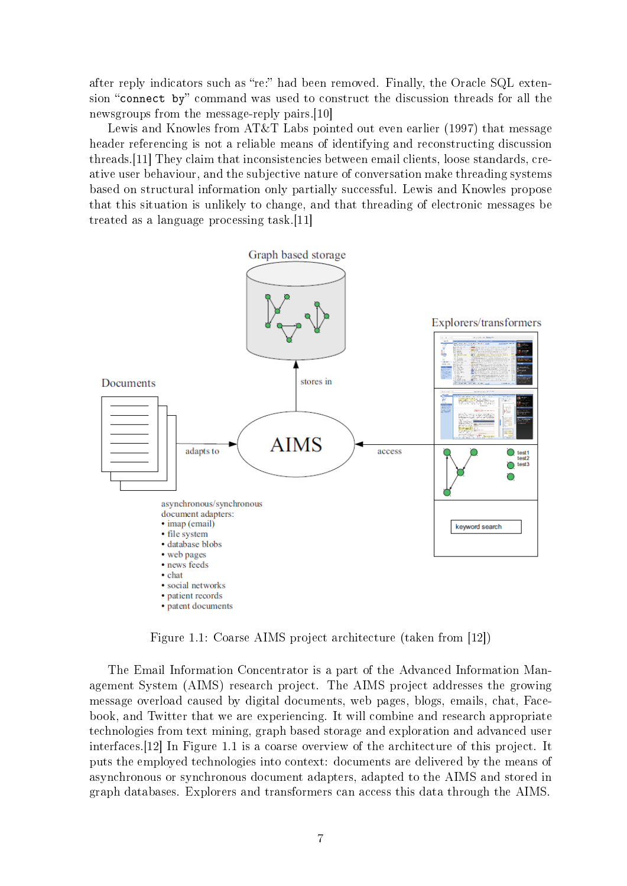after reply indicators such as “re:” had been removed. Finally, the Oracle SQL extension “connect by” command was used to construct the discussion threads for all the newsgroups from the message-reply pairs.[10]

Lewis and Knowles from AT&T Labs pointed out even earlier (1997) that message header referencing is not a reliable means of identifying and reconstructing discussion threads.[11] They claim that inconsistencies between email clients, loose standards, creative user behaviour, and the subjective nature of conversation make threading systems based on structural information only partially successful. Lewis and Knowles propose that this situation is unlikely to change, and that threading of electronic messages be treated as a language processing task.[11]

Figure 1.1: Coarse AIMS project architecture (taken from [12])

The Email Information Concentrator is a part of the Advanced Information Management System (AIMS) research project. The AIMS project addresses the growing message overload caused by digital documents, web pages, blogs, emails, chat, Facebook, and Twitter that we are experiencing. It will combine and research appropriate technologies from text mining, graph based storage and exploration and advanced user interfaces.[12] In Figure 1.1 is a coarse overview of the architecture of this project. It puts the employed technologies into context: documents are delivered by the means of asynchronous or synchronous document adapters, adapted to the AIMS and stored in graph databases. Explorers and transformers can access this data through the AIMS.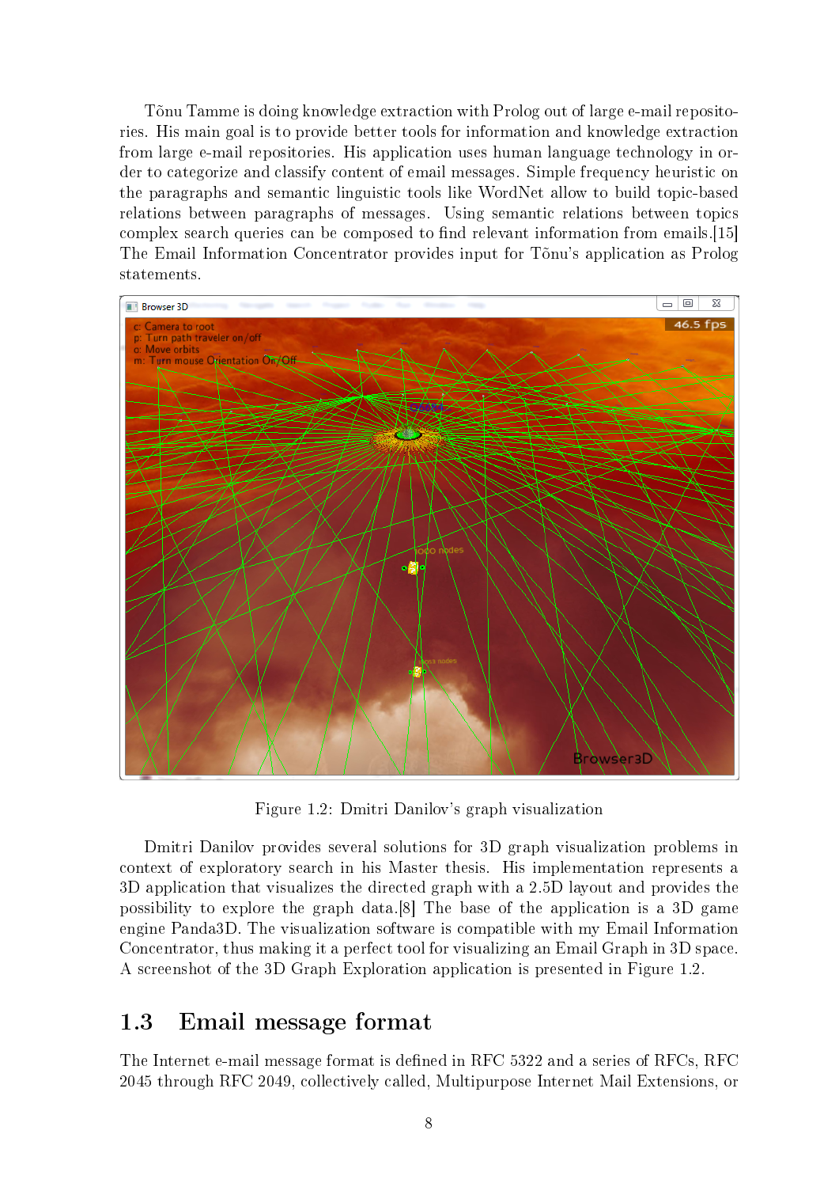Tõnu Tamme is doing knowledge extraction with Prolog out of large e-mail repositories. His main goal is to provide better tools for information and knowledge extraction from large e-mail repositories. His application uses human language technology in order to categorize and classify content of email messages. Simple frequency heuristic on the paragraphs and semantic linguistic tools like WordNet allow to build topic-based relations between paragraphs of messages. Using semantic relations between topics complex search queries can be composed to find relevant information from emails.[15] The Email Information Concentrator provides input for Tõnu's application as Prolog statements.

Figure 1.2: Dmitri Danilov's graph visualization

Dmitri Danilov provides several solutions for 3D graph visualization problems in context of exploratory search in his Master thesis. His implementation represents a 3D application that visualizes the directed graph with a 2.5D layout and provides the possibility to explore the graph data.[8] The base of the application is a 3D game engine Panda3D. The visualization software is compatible with my Email Information Concentrator, thus making it a perfect tool for visualizing an Email Graph in 3D space. A screenshot of the 3D Graph Exploration application is presented in Figure 1.2.

## 1.3 Email message format

The Internet e-mail message format is defined in RFC 5322 and a series of RFCs, RFC 2045 through RFC 2049, collectively called, Multipurpose Internet Mail Extensions, or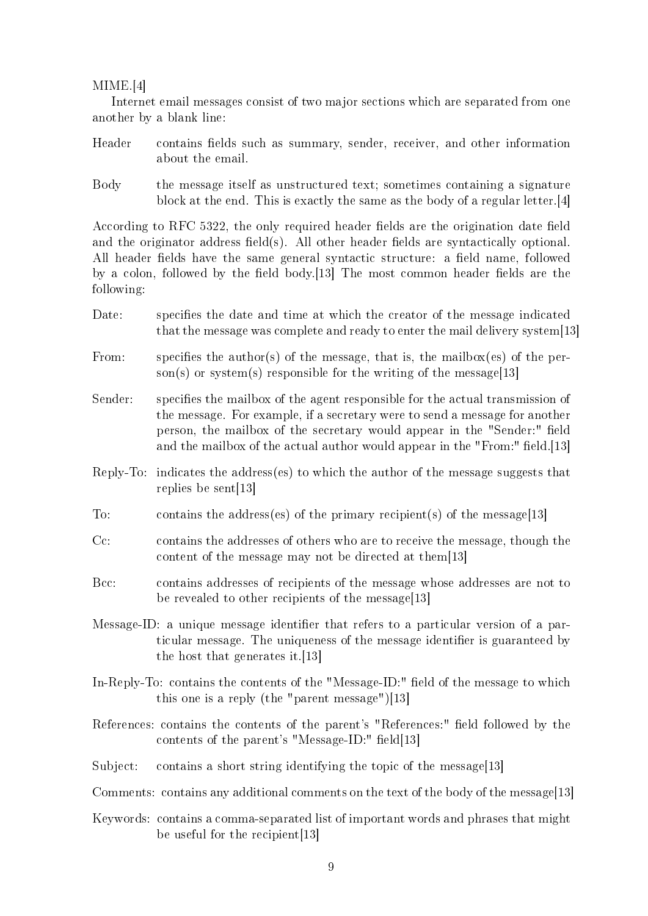MIME.[4]

Internet email messages consist of two major sections which are separated from one another by a blank line:

Header
: contains fields such as summary, sender, receiver, and other information about the email.

Body
: the message itself as unstructured text; sometimes containing a signature block at the end. This is exactly the same as the body of a regular letter.[4]

According to RFC 5322, the only required header fields are the origination date field and the originator address field(s). All other header fields are syntactically optional. All header fields have the same general syntactic structure: a field name, followed by a colon, followed by the field body.[13] The most common header fields are the following:

Date:
: specifies the date and time at which the creator of the message indicated that the message was complete and ready to enter the mail delivery system[13]

From:
: specifies the author(s) of the message, that is, the mailbox(es) of the person(s) or system(s) responsible for the writing of the message[13]

Sender:
: specifies the mailbox of the agent responsible for the actual transmission of the message. For example, if a secretary were to send a message for another person, the mailbox of the secretary would appear in the "Sender:" field and the mailbox of the actual author would appear in the "From:" field.[13]

Reply-To:
: indicates the address(es) to which the author of the message suggests that replies be sent[13]

To:
: contains the address(es) of the primary recipient(s) of the message[13]

Cc:
: contains the addresses of others who are to receive the message, though the content of the message may not be directed at them[13]

Bcc:
: contains addresses of recipients of the message whose addresses are not to be revealed to other recipients of the message[13]

Message-ID:
: a unique message identifier that refers to a particular version of a particular message. The uniqueness of the message identifier is guaranteed by the host that generates it.[13]

In-Reply-To:
: contains the contents of the "Message-ID:" field of the message to which this one is a reply (the "parent message")[13]

References:
: contains the contents of the parent's "References:" field followed by the contents of the parent's "Message-ID:" field[13]

Subject:
: contains a short string identifying the topic of the message[13]

Comments:
: contains any additional comments on the text of the body of the message[13]

Keywords:
: contains a comma-separated list of important words and phrases that might be useful for the recipient[13]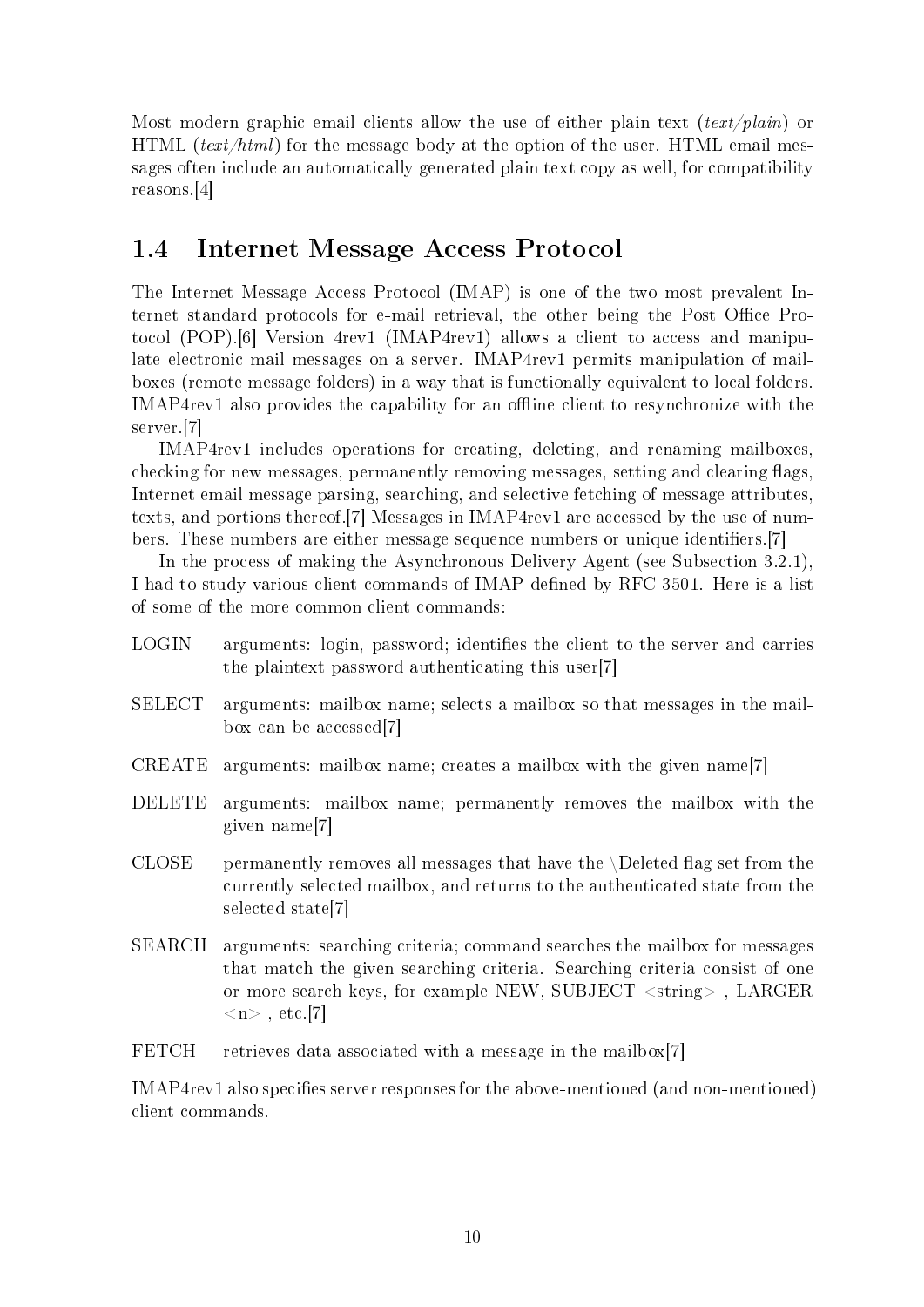Most modern graphic email clients allow the use of either plain text (*text/plain*) or HTML (*text/html*) for the message body at the option of the user. HTML email messages often include an automatically generated plain text copy as well, for compatibility reasons.[4]

## 1.4 Internet Message Access Protocol

The Internet Message Access Protocol (IMAP) is one of the two most prevalent Internet standard protocols for e-mail retrieval, the other being the Post Office Protocol (POP).[6] Version 4rev1 (IMAP4rev1) allows a client to access and manipulate electronic mail messages on a server. IMAP4rev1 permits manipulation of mailboxes (remote message folders) in a way that is functionally equivalent to local folders. IMAP4rev1 also provides the capability for an offline client to resynchronize with the server.[7]

IMAP4rev1 includes operations for creating, deleting, and renaming mailboxes, checking for new messages, permanently removing messages, setting and clearing flags, Internet email message parsing, searching, and selective fetching of message attributes, texts, and portions thereof.[7] Messages in IMAP4rev1 are accessed by the use of numbers. These numbers are either message sequence numbers or unique identifiers.[7]

In the process of making the Asynchronous Delivery Agent (see Subsection 3.2.1), I had to study various client commands of IMAP defined by RFC 3501. Here is a list of some of the more common client commands:

- LOGIN — arguments: login, password; identifies the client to the server and carries the plaintext password authenticating this user[7]
- SELECT — arguments: mailbox name; selects a mailbox so that messages in the mailbox can be accessed[7]
- CREATE — arguments: mailbox name; creates a mailbox with the given name[7]
- DELETE — arguments: mailbox name; permanently removes the mailbox with the given name[7]
- CLOSE — permanently removes all messages that have the \Deleted flag set from the currently selected mailbox, and returns to the authenticated state from the selected state[7]
- SEARCH — arguments: searching criteria; command searches the mailbox for messages that match the given searching criteria. Searching criteria consist of one or more search keys, for example NEW, SUBJECT <string> , LARGER <n> , etc.[7]
- FETCH — retrieves data associated with a message in the mailbox[7]

IMAP4rev1 also specifies server responses for the above-mentioned (and non-mentioned) client commands.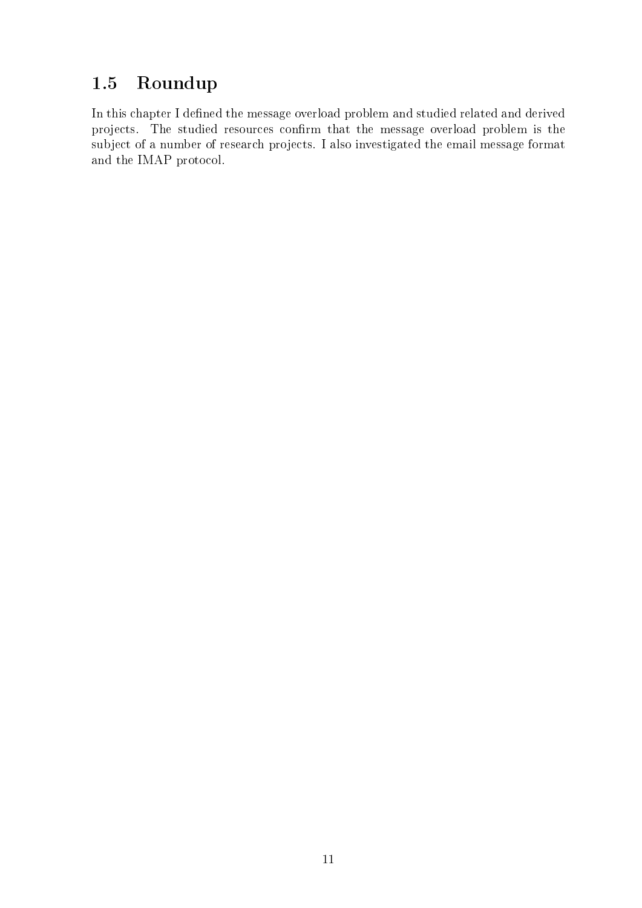## 1.5 Roundup

In this chapter I defined the message overload problem and studied related and derived projects. The studied resources confirm that the message overload problem is the subject of a number of research projects. I also investigated the email message format and the IMAP protocol.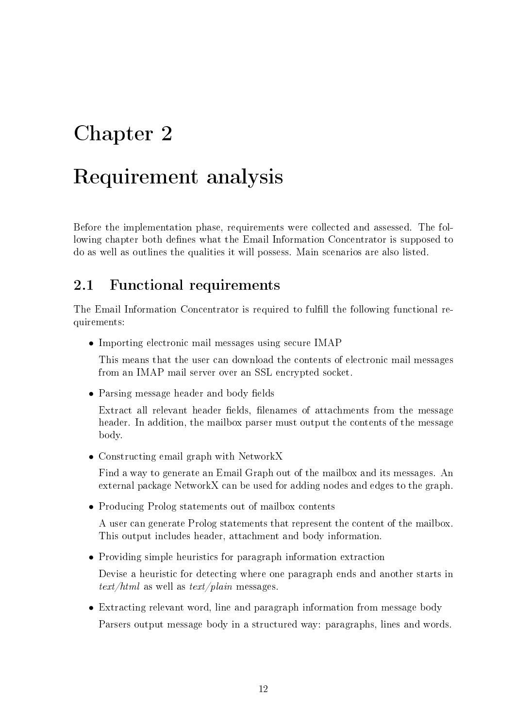# Chapter 2

# Requirement analysis

Before the implementation phase, requirements were collected and assessed. The following chapter both defines what the Email Information Concentrator is supposed to do as well as outlines the qualities it will possess. Main scenarios are also listed.

## 2.1 Functional requirements

The Email Information Concentrator is required to fulfill the following functional requirements:

- Importing electronic mail messages using secure IMAP

  This means that the user can download the contents of electronic mail messages from an IMAP mail server over an SSL encrypted socket.

- Parsing message header and body fields

  Extract all relevant header fields, filenames of attachments from the message header. In addition, the mailbox parser must output the contents of the message body.

- Constructing email graph with NetworkX

  Find a way to generate an Email Graph out of the mailbox and its messages. An external package NetworkX can be used for adding nodes and edges to the graph.

- Producing Prolog statements out of mailbox contents

  A user can generate Prolog statements that represent the content of the mailbox. This output includes header, attachment and body information.

- Providing simple heuristics for paragraph information extraction

  Devise a heuristic for detecting where one paragraph ends and another starts in *text/html* as well as *text/plain* messages.

- Extracting relevant word, line and paragraph information from message body

  Parsers output message body in a structured way: paragraphs, lines and words.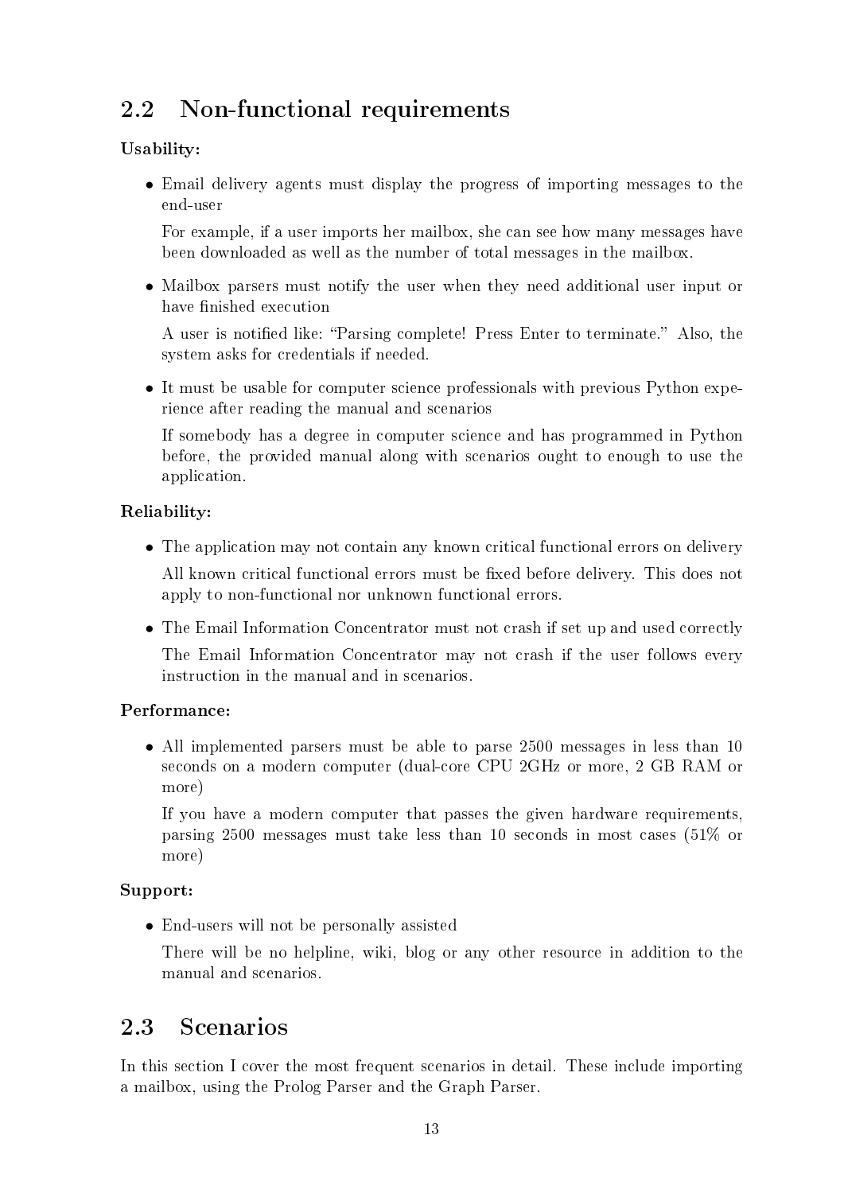## 2.2 Non-functional requirements

**Usability:**

- Email delivery agents must display the progress of importing messages to the end-user

  For example, if a user imports her mailbox, she can see how many messages have been downloaded as well as the number of total messages in the mailbox.

- Mailbox parsers must notify the user when they need additional user input or have finished execution

  A user is notified like: "Parsing complete! Press Enter to terminate." Also, the system asks for credentials if needed.

- It must be usable for computer science professionals with previous Python experience after reading the manual and scenarios

  If somebody has a degree in computer science and has programmed in Python before, the provided manual along with scenarios ought to enough to use the application.

**Reliability:**

- The application may not contain any known critical functional errors on delivery

  All known critical functional errors must be fixed before delivery. This does not apply to non-functional nor unknown functional errors.

- The Email Information Concentrator must not crash if set up and used correctly

  The Email Information Concentrator may not crash if the user follows every instruction in the manual and in scenarios.

**Performance:**

- All implemented parsers must be able to parse 2500 messages in less than 10 seconds on a modern computer (dual-core CPU 2GHz or more, 2 GB RAM or more)

  If you have a modern computer that passes the given hardware requirements, parsing 2500 messages must take less than 10 seconds in most cases (51% or more)

**Support:**

- End-users will not be personally assisted

  There will be no helpline, wiki, blog or any other resource in addition to the manual and scenarios.

## 2.3 Scenarios

In this section I cover the most frequent scenarios in detail. These include importing a mailbox, using the Prolog Parser and the Graph Parser.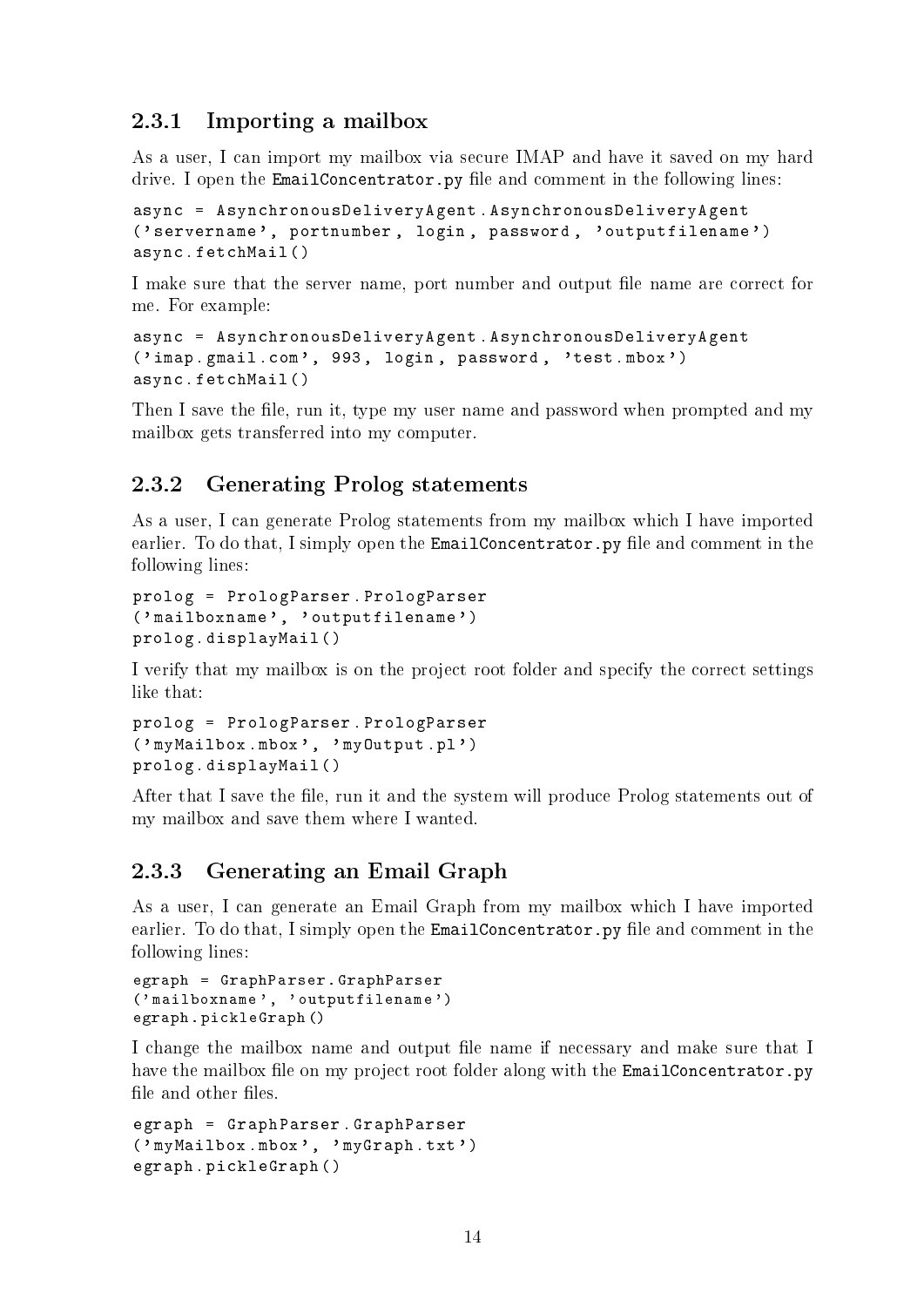### 2.3.1 Importing a mailbox

As a user, I can import my mailbox via secure IMAP and have it saved on my hard drive. I open the `EmailConcentrator.py` file and comment in the following lines:

```
async = AsynchronousDeliveryAgent.AsynchronousDeliveryAgent
('servername', portnumber, login, password, 'outputfilename')
async.fetchMail()
```

I make sure that the server name, port number and output file name are correct for me. For example:

```
async = AsynchronousDeliveryAgent.AsynchronousDeliveryAgent
('imap.gmail.com', 993, login, password, 'test.mbox')
async.fetchMail()
```

Then I save the file, run it, type my user name and password when prompted and my mailbox gets transferred into my computer.

### 2.3.2 Generating Prolog statements

As a user, I can generate Prolog statements from my mailbox which I have imported earlier. To do that, I simply open the `EmailConcentrator.py` file and comment in the following lines:

```
prolog = PrologParser.PrologParser
('mailboxname', 'outputfilename')
prolog.displayMail()
```

I verify that my mailbox is on the project root folder and specify the correct settings like that:

```
prolog = PrologParser.PrologParser
('myMailbox.mbox', 'myOutput.pl')
prolog.displayMail()
```

After that I save the file, run it and the system will produce Prolog statements out of my mailbox and save them where I wanted.

### 2.3.3 Generating an Email Graph

As a user, I can generate an Email Graph from my mailbox which I have imported earlier. To do that, I simply open the `EmailConcentrator.py` file and comment in the following lines:

```
egraph = GraphParser.GraphParser
('mailboxname', 'outputfilename')
egraph.pickleGraph()
```

I change the mailbox name and output file name if necessary and make sure that I have the mailbox file on my project root folder along with the `EmailConcentrator.py` file and other files.

```
egraph = GraphParser.GraphParser
('myMailbox.mbox', 'myGraph.txt')
egraph.pickleGraph()
```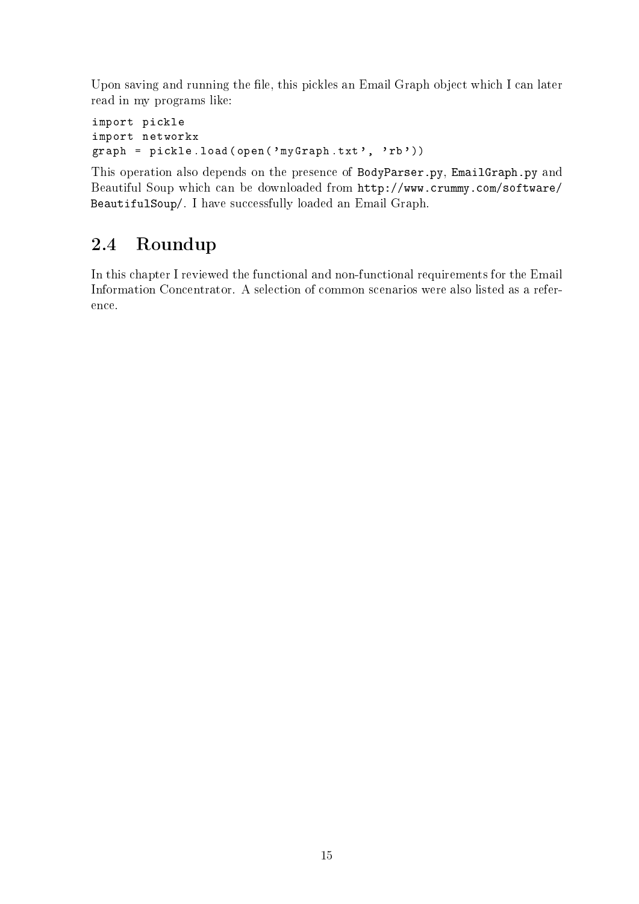Upon saving and running the file, this pickles an Email Graph object which I can later read in my programs like:

```
import pickle
import networkx
graph = pickle.load(open('myGraph.txt', 'rb'))
```

This operation also depends on the presence of `BodyParser.py`, `EmailGraph.py` and Beautiful Soup which can be downloaded from `http://www.crummy.com/software/BeautifulSoup/`. I have successfully loaded an Email Graph.

## 2.4 Roundup

In this chapter I reviewed the functional and non-functional requirements for the Email Information Concentrator. A selection of common scenarios were also listed as a reference.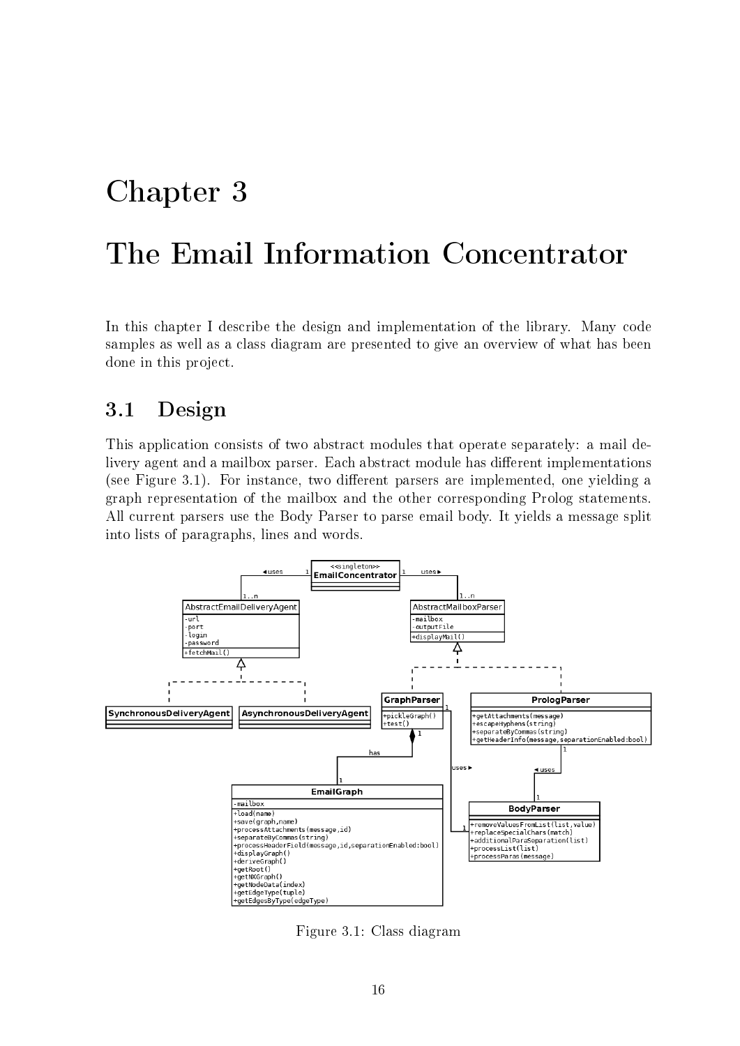# Chapter 3

# The Email Information Concentrator

In this chapter I describe the design and implementation of the library. Many code samples as well as a class diagram are presented to give an overview of what has been done in this project.

## 3.1 Design

This application consists of two abstract modules that operate separately: a mail delivery agent and a mailbox parser. Each abstract module has different implementations (see Figure 3.1). For instance, two different parsers are implemented, one yielding a graph representation of the mailbox and the other corresponding Prolog statements. All current parsers use the Body Parser to parse email body. It yields a message split into lists of paragraphs, lines and words.

Figure 3.1: Class diagram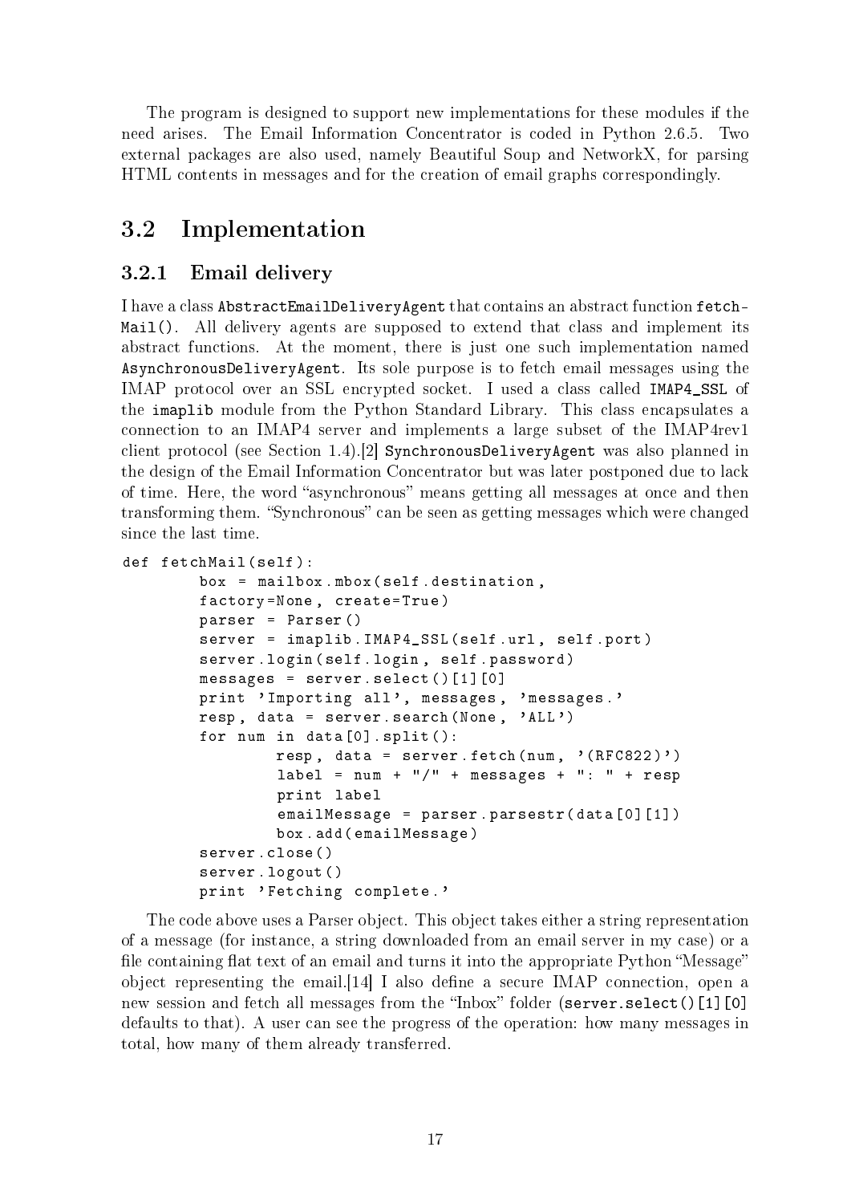The program is designed to support new implementations for these modules if the need arises. The Email Information Concentrator is coded in Python 2.6.5. Two external packages are also used, namely Beautiful Soup and NetworkX, for parsing HTML contents in messages and for the creation of email graphs correspondingly.

## 3.2 Implementation

### 3.2.1 Email delivery

I have a class `AbstractEmailDeliveryAgent` that contains an abstract function `fetchMail()`. All delivery agents are supposed to extend that class and implement its abstract functions. At the moment, there is just one such implementation named `AsynchronousDeliveryAgent`. Its sole purpose is to fetch email messages using the IMAP protocol over an SSL encrypted socket. I used a class called `IMAP4_SSL` of the `imaplib` module from the Python Standard Library. This class encapsulates a connection to an IMAP4 server and implements a large subset of the IMAP4rev1 client protocol (see Section 1.4).[2] `SynchronousDeliveryAgent` was also planned in the design of the Email Information Concentrator but was later postponed due to lack of time. Here, the word "asynchronous" means getting all messages at once and then transforming them. "Synchronous" can be seen as getting messages which were changed since the last time.

```
def fetchMail(self):
        box = mailbox.mbox(self.destination,
        factory=None, create=True)
        parser = Parser()
        server = imaplib.IMAP4_SSL(self.url, self.port)
        server.login(self.login, self.password)
        messages = server.select()[1][0]
        print 'Importing all', messages, 'messages.'
        resp, data = server.search(None, 'ALL')
        for num in data[0].split():
                resp, data = server.fetch(num, '(RFC822)')
                label = num + "/" + messages + ": " + resp
                print label
                emailMessage = parser.parsestr(data[0][1])
                box.add(emailMessage)
        server.close()
        server.logout()
        print 'Fetching complete.'
```

The code above uses a Parser object. This object takes either a string representation of a message (for instance, a string downloaded from an email server in my case) or a file containing flat text of an email and turns it into the appropriate Python "Message" object representing the email.[14] I also define a secure IMAP connection, open a new session and fetch all messages from the "Inbox" folder (`server.select()[1][0]` defaults to that). A user can see the progress of the operation: how many messages in total, how many of them already transferred.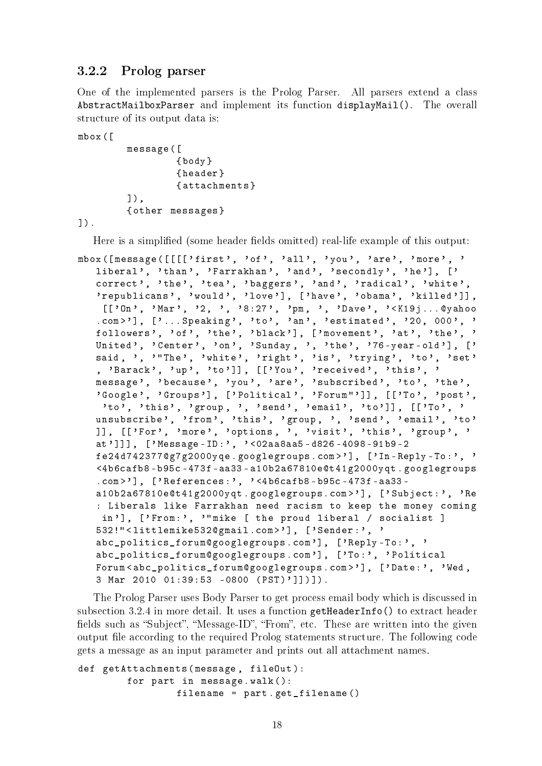### 3.2.2 Prolog parser

One of the implemented parsers is the Prolog Parser. All parsers extend a class `AbstractMailboxParser` and implement its function `displayMail()`. The overall structure of its output data is:

```
mbox([
        message([
                {body}
                {header}
                {attachments}
        ]),
        {other messages}
]).
```

Here is a simplified (some header fields omitted) real-life example of this output:

```
mbox([message([[[['first', 'of', 'all', 'you', 'are', 'more', '
   liberal', 'than', 'Farrakhan', 'and', 'secondly', 'he'], ['
   correct', 'the', 'tea', 'baggers', 'and', 'radical', 'white',
   'republicans', 'would', 'love'], ['have', 'obama', 'killed']],
    [['On', 'Mar', '2, ', '8:27', 'pm, ', 'Dave', '<K19j...@yahoo
   .com>'], ['...Speaking', 'to', 'an', 'estimated', '20, 000', '
   followers', 'of', 'the', 'black'], ['movement', 'at', 'the', '
   United', 'Center', 'on', 'Sunday, ', 'the', '76-year-old'], ['
   said, ', '"The', 'white', 'right', 'is', 'trying', 'to', 'set'
   , 'Barack', 'up', 'to']], [['You', 'received', 'this', '
   message', 'because', 'you', 'are', 'subscribed', 'to', 'the',
   'Google', 'Groups'], ['Political', 'Forum"']], [['To', 'post',
    'to', 'this', 'group, ', 'send', 'email', 'to']], [['To', '
   unsubscribe', 'from', 'this', 'group, ', 'send', 'email', 'to'
   ]], [['For', 'more', 'options, ', 'visit', 'this', 'group', '
   at']]], ['Message-ID:', '<02aa8aa5-d826-4098-91b9-2
   fe24d742377@g7g2000yqe.googlegroups.com>'], ['In-Reply-To:', '
   <4b6cafb8-b95c-473f-aa33-a10b2a67810e@t41g2000yqt.googlegroups
   .com>'], ['References:', '<4b6cafb8-b95c-473f-aa33-
   a10b2a67810e@t41g2000yqt.googlegroups.com>'], ['Subject:', 'Re
   : Liberals like Farrakhan need racism to keep the money coming
    in'], ['From:', '"mike [ the proud liberal / socialist ]
   532!"<littlemike532@gmail.com>'], ['Sender:', '
   abc_politics_forum@googlegroups.com'], ['Reply-To:', '
   abc_politics_forum@googlegroups.com'], ['To:', 'Political
   Forum<abc_politics_forum@googlegroups.com>'], ['Date:', 'Wed,
   3 Mar 2010 01:39:53 -0800 (PST)']]])]).
```

The Prolog Parser uses Body Parser to get process email body which is discussed in subsection 3.2.4 in more detail. It uses a function `getHeaderInfo()` to extract header fields such as "Subject", "Message-ID", "From", etc. These are written into the given output file according to the required Prolog statements structure. The following code gets a message as an input parameter and prints out all attachment names.

```
def getAttachments(message, fileOut):
        for part in message.walk():
                filename = part.get_filename()
```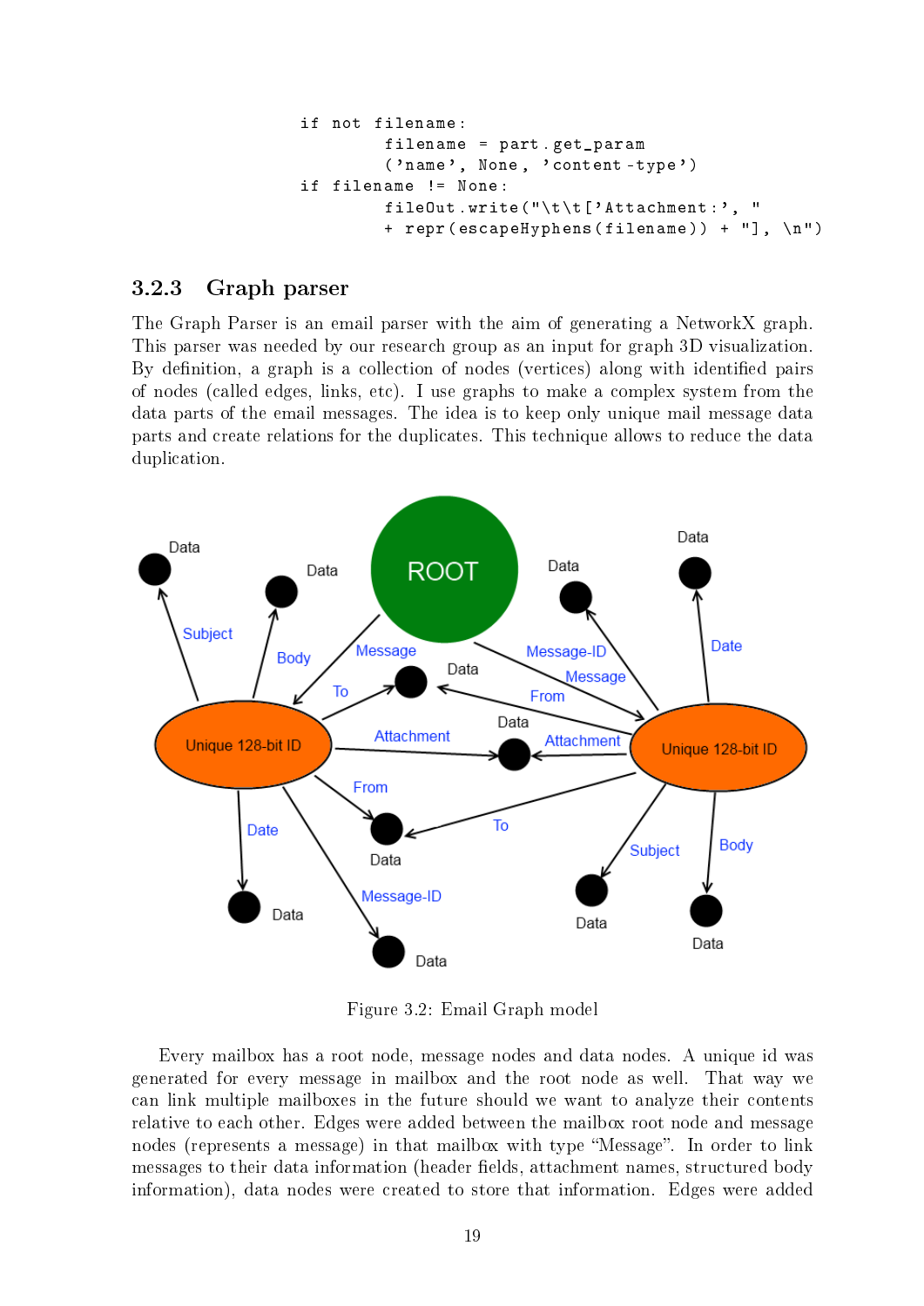```
if not filename:
        filename = part.get_param
        ('name', None, 'content-type')
if filename != None:
        fileOut.write("\t\t['Attachment:', "
        + repr(escapeHyphens(filename)) + "], \n")
```

### 3.2.3 Graph parser

The Graph Parser is an email parser with the aim of generating a NetworkX graph. This parser was needed by our research group as an input for graph 3D visualization. By definition, a graph is a collection of nodes (vertices) along with identified pairs of nodes (called edges, links, etc). I use graphs to make a complex system from the data parts of the email messages. The idea is to keep only unique mail message data parts and create relations for the duplicates. This technique allows to reduce the data duplication.

Figure 3.2: Email Graph model

Every mailbox has a root node, message nodes and data nodes. A unique id was generated for every message in mailbox and the root node as well. That way we can link multiple mailboxes in the future should we want to analyze their contents relative to each other. Edges were added between the mailbox root node and message nodes (represents a message) in that mailbox with type "Message". In order to link messages to their data information (header fields, attachment names, structured body information), data nodes were created to store that information. Edges were added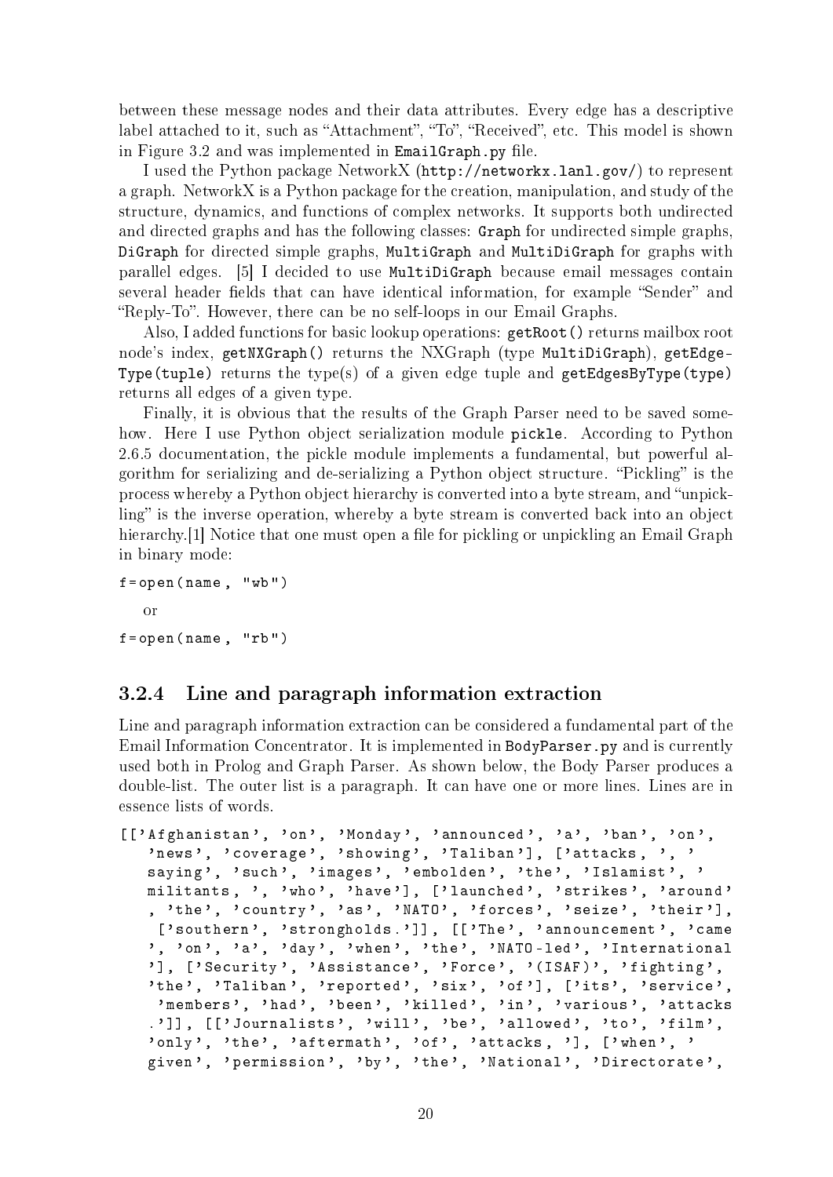between these message nodes and their data attributes. Every edge has a descriptive label attached to it, such as "Attachment", "To", "Received", etc. This model is shown in Figure 3.2 and was implemented in `EmailGraph.py` file.

I used the Python package NetworkX (`http://networkx.lanl.gov/`) to represent a graph. NetworkX is a Python package for the creation, manipulation, and study of the structure, dynamics, and functions of complex networks. It supports both undirected and directed graphs and has the following classes: `Graph` for undirected simple graphs, `DiGraph` for directed simple graphs, `MultiGraph` and `MultiDiGraph` for graphs with parallel edges. [5] I decided to use `MultiDiGraph` because email messages contain several header fields that can have identical information, for example "Sender" and "Reply-To". However, there can be no self-loops in our Email Graphs.

Also, I added functions for basic lookup operations: `getRoot()` returns mailbox root node's index, `getNXGraph()` returns the NXGraph (type `MultiDiGraph`), `getEdgeType(tuple)` returns the type(s) of a given edge tuple and `getEdgesByType(type)` returns all edges of a given type.

Finally, it is obvious that the results of the Graph Parser need to be saved somehow. Here I use Python object serialization module `pickle`. According to Python 2.6.5 documentation, the pickle module implements a fundamental, but powerful algorithm for serializing and de-serializing a Python object structure. "Pickling" is the process whereby a Python object hierarchy is converted into a byte stream, and "unpickling" is the inverse operation, whereby a byte stream is converted back into an object hierarchy.[1] Notice that one must open a file for pickling or unpickling an Email Graph in binary mode:

```
f=open(name, "wb")
```

or

```
f=open(name, "rb")
```

### 3.2.4 Line and paragraph information extraction

Line and paragraph information extraction can be considered a fundamental part of the Email Information Concentrator. It is implemented in `BodyParser.py` and is currently used both in Prolog and Graph Parser. As shown below, the Body Parser produces a double-list. The outer list is a paragraph. It can have one or more lines. Lines are in essence lists of words.

```
[['Afghanistan', 'on', 'Monday', 'announced', 'a', 'ban', 'on',
   'news', 'coverage', 'showing', 'Taliban'], ['attacks, ', '
   saying', 'such', 'images', 'embolden', 'the', 'Islamist', '
   militants, ', 'who', 'have'], ['launched', 'strikes', 'around'
   , 'the', 'country', 'as', 'NATO', 'forces', 'seize', 'their'],
    ['southern', 'strongholds.']], [['The', 'announcement', 'came
   ', 'on', 'a', 'day', 'when', 'the', 'NATO-led', 'International
   '], ['Security', 'Assistance', 'Force', '(ISAF)', 'fighting',
   'the', 'Taliban', 'reported', 'six', 'of'], ['its', 'service',
    'members', 'had', 'been', 'killed', 'in', 'various', 'attacks
   .']], [['Journalists', 'will', 'be', 'allowed', 'to', 'film',
   'only', 'the', 'aftermath', 'of', 'attacks, '], ['when', '
   given', 'permission', 'by', 'the', 'National', 'Directorate',
```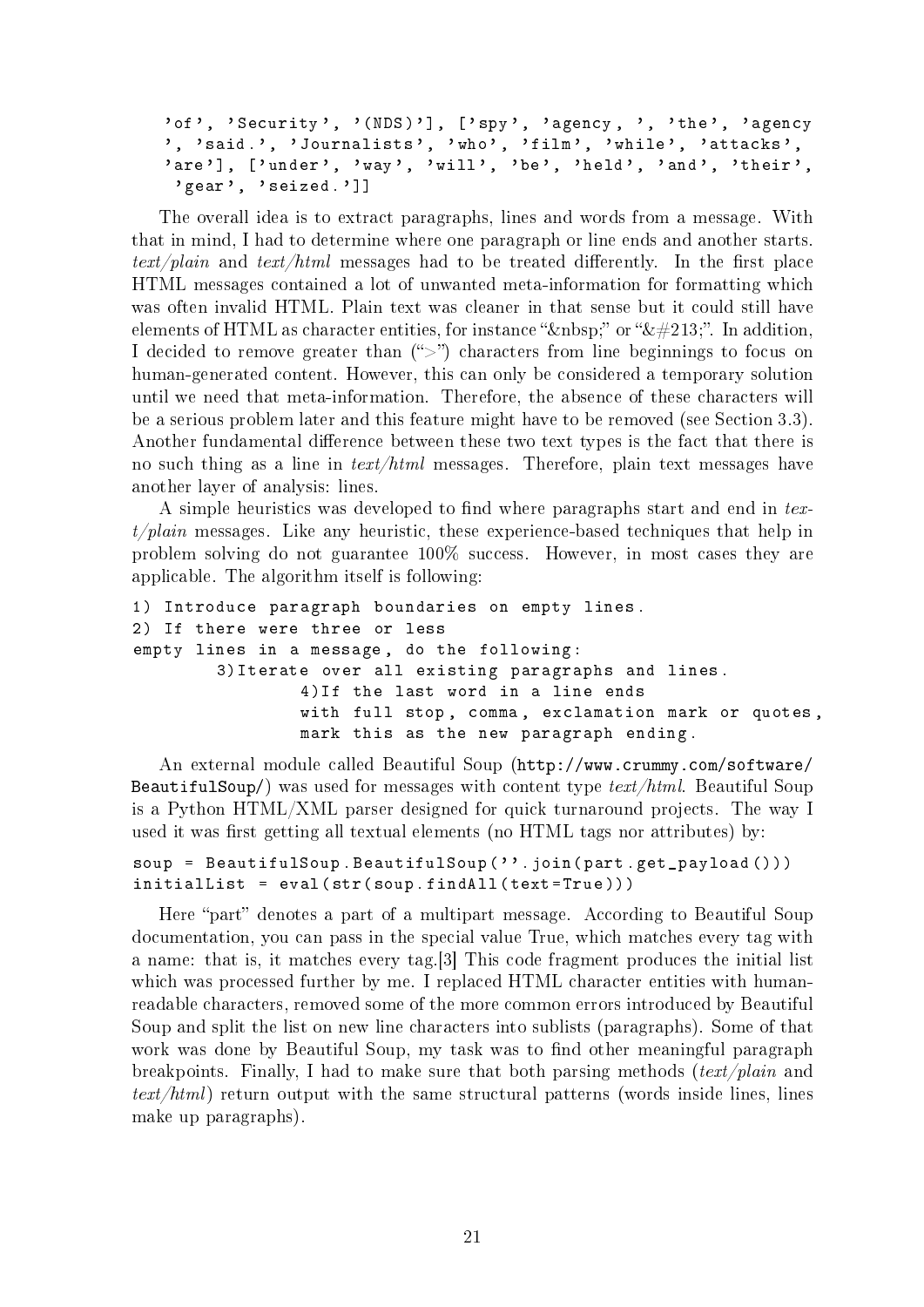```
'of', 'Security', '(NDS)'], ['spy', 'agency, ', 'the', 'agency
', 'said.', 'Journalists', 'who', 'film', 'while', 'attacks',
'are'], ['under', 'way', 'will', 'be', 'held', 'and', 'their',
 'gear', 'seized.']]
```

The overall idea is to extract paragraphs, lines and words from a message. With that in mind, I had to determine where one paragraph or line ends and another starts. *text/plain* and *text/html* messages had to be treated differently. In the first place HTML messages contained a lot of unwanted meta-information for formatting which was often invalid HTML. Plain text was cleaner in that sense but it could still have elements of HTML as character entities, for instance "&nbsp;" or "&#213;". In addition, I decided to remove greater than (">") characters from line beginnings to focus on human-generated content. However, this can only be considered a temporary solution until we need that meta-information. Therefore, the absence of these characters will be a serious problem later and this feature might have to be removed (see Section 3.3). Another fundamental difference between these two text types is the fact that there is no such thing as a line in *text/html* messages. Therefore, plain text messages have another layer of analysis: lines.

A simple heuristics was developed to find where paragraphs start and end in *text/plain* messages. Like any heuristic, these experience-based techniques that help in problem solving do not guarantee 100% success. However, in most cases they are applicable. The algorithm itself is following:

```
1) Introduce paragraph boundaries on empty lines.
2) If there were three or less
empty lines in a message, do the following:
        3)Iterate over all existing paragraphs and lines.
                4)If the last word in a line ends
                with full stop, comma, exclamation mark or quotes,
                mark this as the new paragraph ending.
```

An external module called Beautiful Soup (http://www.crummy.com/software/BeautifulSoup/) was used for messages with content type *text/html*. Beautiful Soup is a Python HTML/XML parser designed for quick turnaround projects. The way I used it was first getting all textual elements (no HTML tags nor attributes) by:

```
soup = BeautifulSoup.BeautifulSoup(''.join(part.get_payload()))
initialList = eval(str(soup.findAll(text=True)))
```

Here "part" denotes a part of a multipart message. According to Beautiful Soup documentation, you can pass in the special value True, which matches every tag with a name: that is, it matches every tag.[3] This code fragment produces the initial list which was processed further by me. I replaced HTML character entities with human-readable characters, removed some of the more common errors introduced by Beautiful Soup and split the list on new line characters into sublists (paragraphs). Some of that work was done by Beautiful Soup, my task was to find other meaningful paragraph breakpoints. Finally, I had to make sure that both parsing methods (*text/plain* and *text/html*) return output with the same structural patterns (words inside lines, lines make up paragraphs).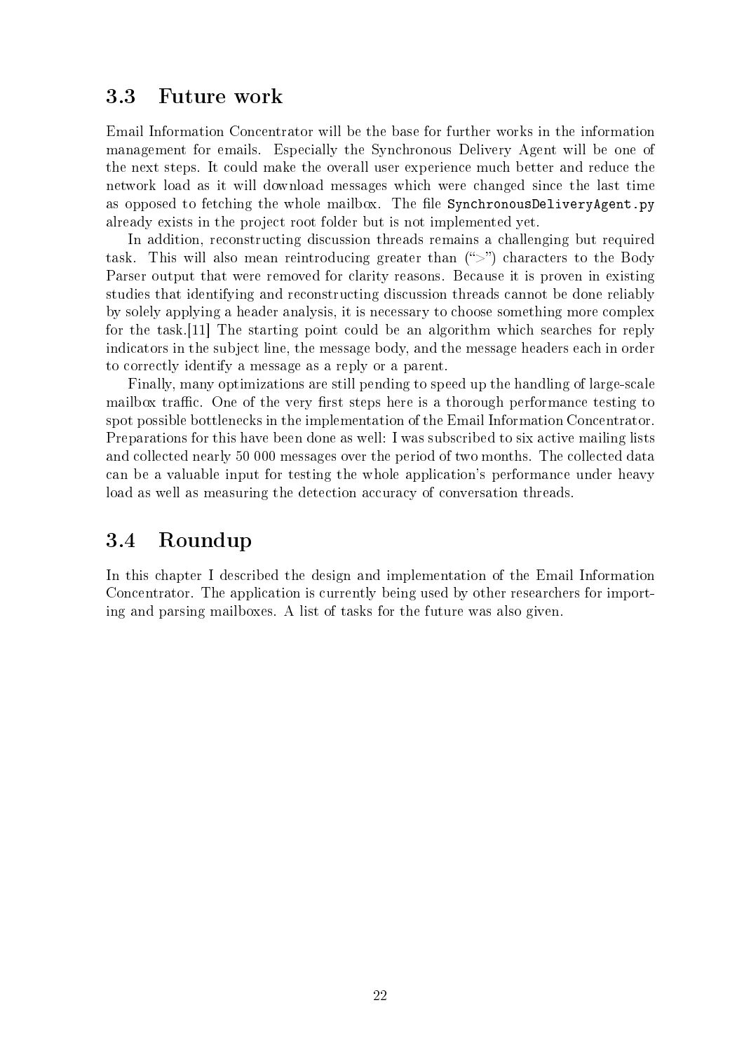## 3.3 Future work

Email Information Concentrator will be the base for further works in the information management for emails. Especially the Synchronous Delivery Agent will be one of the next steps. It could make the overall user experience much better and reduce the network load as it will download messages which were changed since the last time as opposed to fetching the whole mailbox. The file `SynchronousDeliveryAgent.py` already exists in the project root folder but is not implemented yet.

In addition, reconstructing discussion threads remains a challenging but required task. This will also mean reintroducing greater than (">") characters to the Body Parser output that were removed for clarity reasons. Because it is proven in existing studies that identifying and reconstructing discussion threads cannot be done reliably by solely applying a header analysis, it is necessary to choose something more complex for the task.[11] The starting point could be an algorithm which searches for reply indicators in the subject line, the message body, and the message headers each in order to correctly identify a message as a reply or a parent.

Finally, many optimizations are still pending to speed up the handling of large-scale mailbox traffic. One of the very first steps here is a thorough performance testing to spot possible bottlenecks in the implementation of the Email Information Concentrator. Preparations for this have been done as well: I was subscribed to six active mailing lists and collected nearly 50 000 messages over the period of two months. The collected data can be a valuable input for testing the whole application's performance under heavy load as well as measuring the detection accuracy of conversation threads.

## 3.4 Roundup

In this chapter I described the design and implementation of the Email Information Concentrator. The application is currently being used by other researchers for importing and parsing mailboxes. A list of tasks for the future was also given.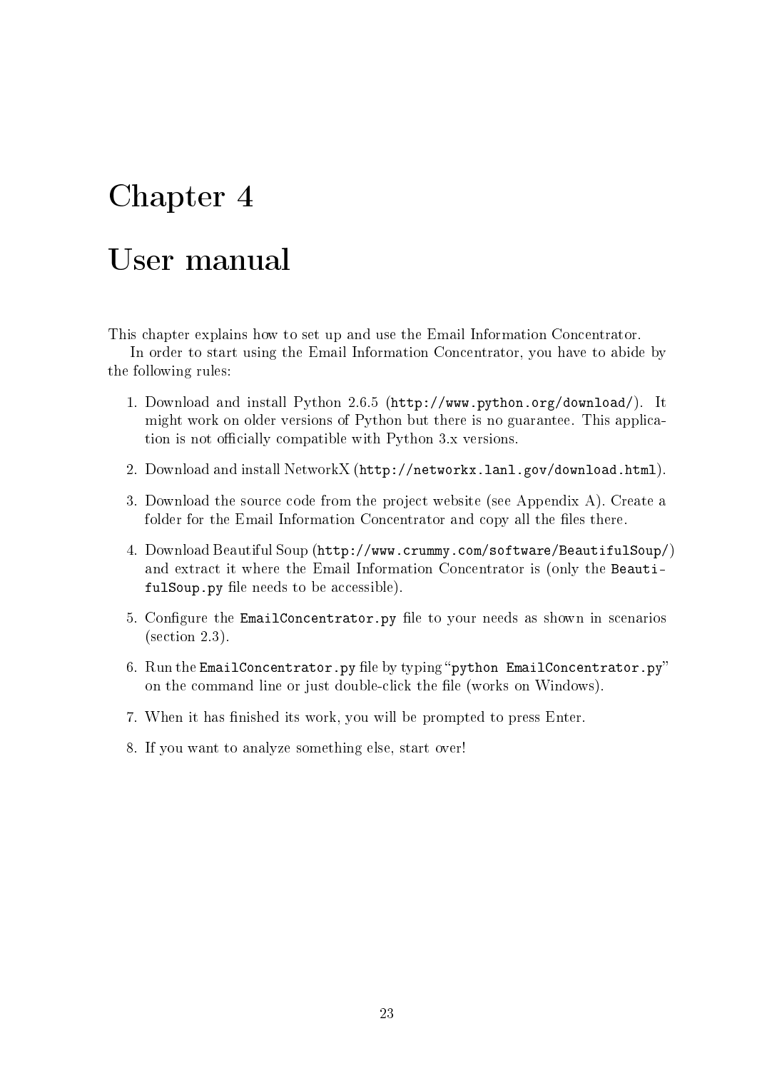# Chapter 4

# User manual

This chapter explains how to set up and use the Email Information Concentrator.

In order to start using the Email Information Concentrator, you have to abide by the following rules:

1. Download and install Python 2.6.5 (`http://www.python.org/download/`). It might work on older versions of Python but there is no guarantee. This application is not officially compatible with Python 3.x versions.
2. Download and install NetworkX (`http://networkx.lanl.gov/download.html`).
3. Download the source code from the project website (see Appendix A). Create a folder for the Email Information Concentrator and copy all the files there.
4. Download Beautiful Soup (`http://www.crummy.com/software/BeautifulSoup/`) and extract it where the Email Information Concentrator is (only the `BeautifulSoup.py` file needs to be accessible).
5. Configure the `EmailConcentrator.py` file to your needs as shown in scenarios (section 2.3).
6. Run the `EmailConcentrator.py` file by typing "`python EmailConcentrator.py`" on the command line or just double-click the file (works on Windows).
7. When it has finished its work, you will be prompted to press Enter.
8. If you want to analyze something else, start over!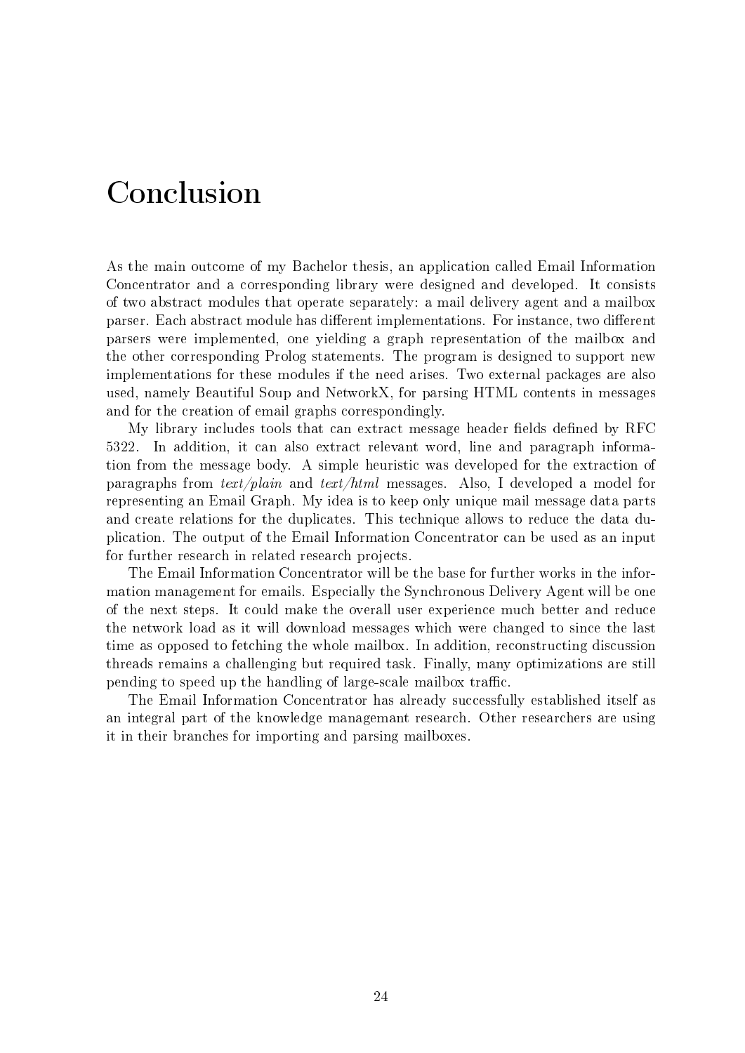# Conclusion

As the main outcome of my Bachelor thesis, an application called Email Information Concentrator and a corresponding library were designed and developed. It consists of two abstract modules that operate separately: a mail delivery agent and a mailbox parser. Each abstract module has different implementations. For instance, two different parsers were implemented, one yielding a graph representation of the mailbox and the other corresponding Prolog statements. The program is designed to support new implementations for these modules if the need arises. Two external packages are also used, namely Beautiful Soup and NetworkX, for parsing HTML contents in messages and for the creation of email graphs correspondingly.

My library includes tools that can extract message header fields defined by RFC 5322. In addition, it can also extract relevant word, line and paragraph information from the message body. A simple heuristic was developed for the extraction of paragraphs from *text/plain* and *text/html* messages. Also, I developed a model for representing an Email Graph. My idea is to keep only unique mail message data parts and create relations for the duplicates. This technique allows to reduce the data duplication. The output of the Email Information Concentrator can be used as an input for further research in related research projects.

The Email Information Concentrator will be the base for further works in the information management for emails. Especially the Synchronous Delivery Agent will be one of the next steps. It could make the overall user experience much better and reduce the network load as it will download messages which were changed to since the last time as opposed to fetching the whole mailbox. In addition, reconstructing discussion threads remains a challenging but required task. Finally, many optimizations are still pending to speed up the handling of large-scale mailbox traffic.

The Email Information Concentrator has already successfully established itself as an integral part of the knowledge managemant research. Other researchers are using it in their branches for importing and parsing mailboxes.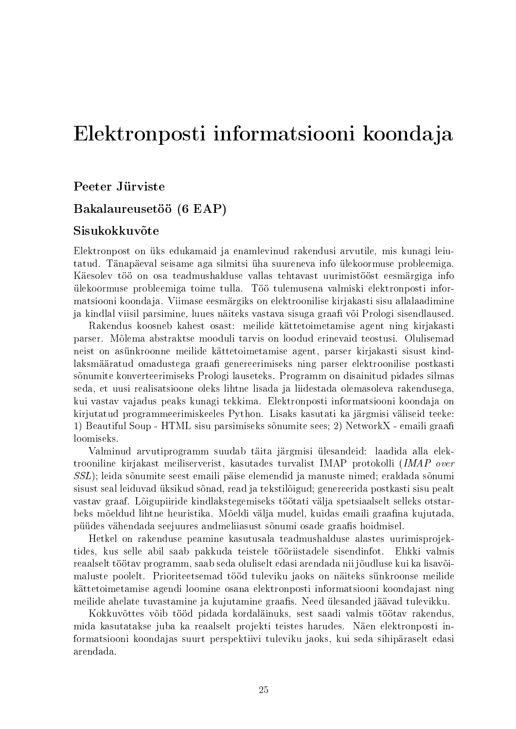# Elektronposti informatsiooni koondaja

### Peeter Jürviste

### Bakalaureusetöö (6 EAP)

### Sisukokkuvõte

Elektronpost on üks edukamaid ja enamlevinud rakendusi arvutile, mis kunagi leiutatud. Tänapäeval seisame aga silmitsi üha suureneva info ülekoormuse probleemiga. Käesolev töö on osa teadmushalduse vallas tehtavast uurimistööst eesmärgiga info ülekoormuse probleemiga toime tulla. Töö tulemusena valmiski elektronposti informatsiooni koondaja. Viimase eesmärgiks on elektroonilise kirjakasti sisu allalaadimine ja kindlal viisil parsimine, luues näiteks vastava sisuga graafi või Prologi sisendlaused.

Rakendus koosneb kahest osast: meilide kättetoimetamise agent ning kirjakasti parser. Mõlema abstraktse mooduli tarvis on loodud erinevaid teostusi. Olulisemad neist on asünkroonne meilide kättetoimetamise agent, parser kirjakasti sisust kindlaksmääratud omadustega graafi genereerimiseks ning parser elektroonilise postkasti sõnumite konverteerimiseks Prologi lauseteks. Programm on disainitud pidades silmas seda, et uusi realisatsioone oleks lihtne lisada ja liidestada olemasoleva rakendusega, kui vastav vajadus peaks kunagi tekkima. Elektronposti informatsiooni koondaja on kirjutatud programmeerimiskeeles Python. Lisaks kasutati ka järgmisi väliseid teeke: 1) Beautiful Soup - HTML sisu parsimiseks sõnumite sees; 2) NetworkX - emaili graafi loomiseks.

Valminud arvutiprogramm suudab täita järgmisi ülesandeid: laadida alla elektrooniline kirjakast meiliserverist, kasutades turvalist IMAP protokolli (*IMAP over SSL*); leida sõnumite seest emaili päise elemendid ja manuste nimed; eraldada sõnumi sisust seal leiduvad üksikud sõnad, read ja tekstilõigud; genereerida postkasti sisu pealt vastav graaf. Lõigupiiride kindlakstegemiseks töötati välja spetsiaalselt selleks otstarbeks mõeldud lihtne heuristika. Mõeldi välja mudel, kuidas emaili graafina kujutada, püüdes vähendada seejuures andmeliiasust sõnumi osade graafis hoidmisel.

Hetkel on rakenduse peamine kasutusala teadmushalduse alastes uurimisprojektides, kus selle abil saab pakkuda teistele tööriistadele sisendinfot. Ehkki valmis reaalselt töötav programm, saab seda oluliselt edasi arendada nii jõudluse kui ka lisavõimaluste poolelt. Prioriteetsemad tööd tuleviku jaoks on näiteks sünkroonse meilide kättetoimetamise agendi loomine osana elektronposti informatsiooni koondajast ning meilide ahelate tuvastamine ja kujutamine graafis. Need ülesanded jäävad tulevikku.

Kokkuvõttes võib tööd pidada kordaläinuks, sest saadi valmis töötav rakendus, mida kasutatakse juba ka reaalselt projekti teistes harudes. Näen elektronposti informatsiooni koondajas suurt perspektiivi tuleviku jaoks, kui seda sihipäraselt edasi arendada.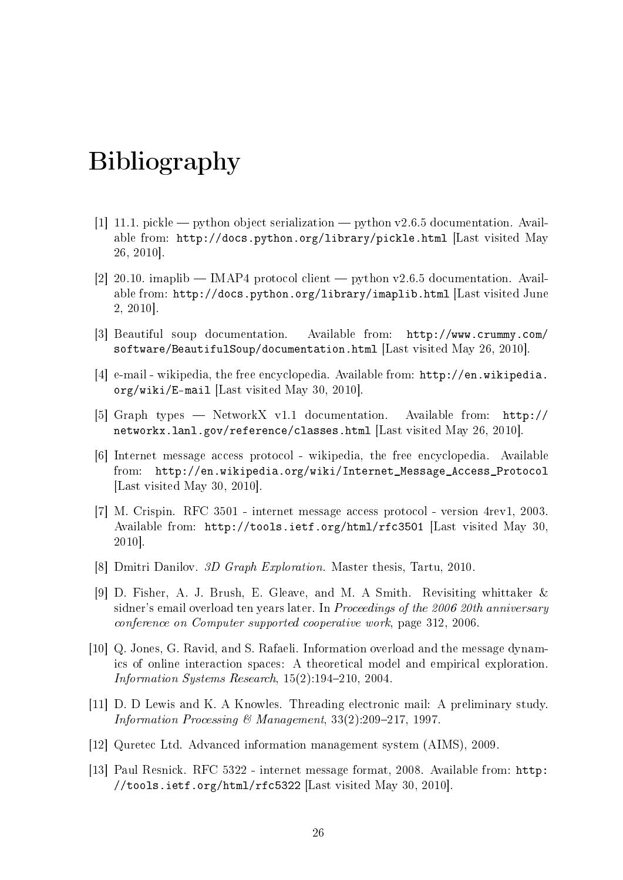# Bibliography

[1] 11.1. pickle — python object serialization — python v2.6.5 documentation. Available from: http://docs.python.org/library/pickle.html [Last visited May 26, 2010].

[2] 20.10. imaplib — IMAP4 protocol client — python v2.6.5 documentation. Available from: http://docs.python.org/library/imaplib.html [Last visited June 2, 2010].

[3] Beautiful soup documentation. Available from: http://www.crummy.com/software/BeautifulSoup/documentation.html [Last visited May 26, 2010].

[4] e-mail - wikipedia, the free encyclopedia. Available from: http://en.wikipedia.org/wiki/E-mail [Last visited May 30, 2010].

[5] Graph types — NetworkX v1.1 documentation. Available from: http://networkx.lanl.gov/reference/classes.html [Last visited May 26, 2010].

[6] Internet message access protocol - wikipedia, the free encyclopedia. Available from: http://en.wikipedia.org/wiki/Internet_Message_Access_Protocol [Last visited May 30, 2010].

[7] M. Crispin. RFC 3501 - internet message access protocol - version 4rev1, 2003. Available from: http://tools.ietf.org/html/rfc3501 [Last visited May 30, 2010].

[8] Dmitri Danilov. *3D Graph Exploration*. Master thesis, Tartu, 2010.

[9] D. Fisher, A. J. Brush, E. Gleave, and M. A Smith. Revisiting whittaker & sidner's email overload ten years later. In *Proceedings of the 2006 20th anniversary conference on Computer supported cooperative work*, page 312, 2006.

[10] Q. Jones, G. Ravid, and S. Rafaeli. Information overload and the message dynamics of online interaction spaces: A theoretical model and empirical exploration. *Information Systems Research*, 15(2):194–210, 2004.

[11] D. D Lewis and K. A Knowles. Threading electronic mail: A preliminary study. *Information Processing & Management*, 33(2):209–217, 1997.

[12] Quretec Ltd. Advanced information management system (AIMS), 2009.

[13] Paul Resnick. RFC 5322 - internet message format, 2008. Available from: http://tools.ietf.org/html/rfc5322 [Last visited May 30, 2010].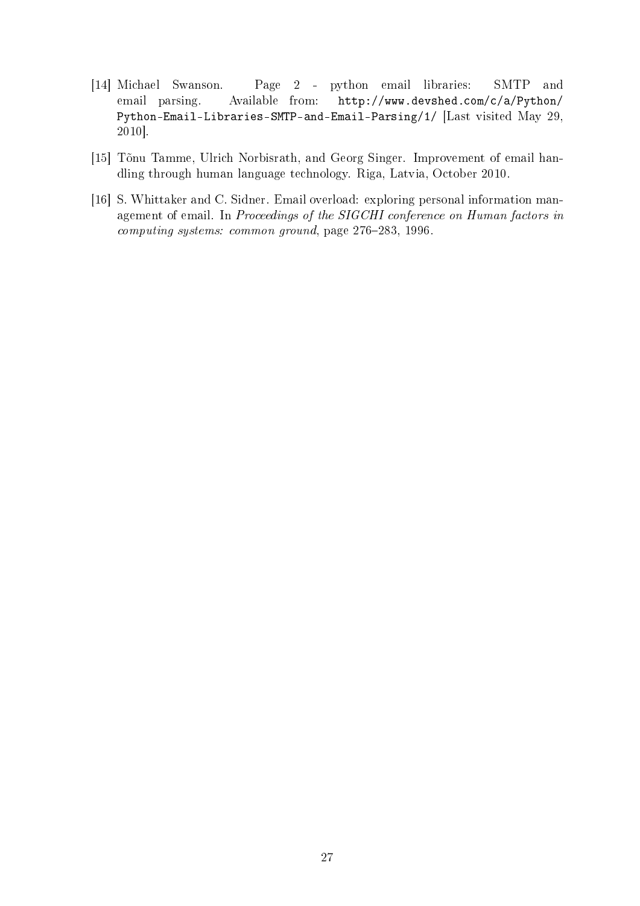[14] Michael Swanson. Page 2 - python email libraries: SMTP and email parsing. Available from: `http://www.devshed.com/c/a/Python/Python-Email-Libraries-SMTP-and-Email-Parsing/1/` [Last visited May 29, 2010].

[15] Tõnu Tamme, Ulrich Norbisrath, and Georg Singer. Improvement of email handling through human language technology. Riga, Latvia, October 2010.

[16] S. Whittaker and C. Sidner. Email overload: exploring personal information management of email. In *Proceedings of the SIGCHI conference on Human factors in computing systems: common ground*, page 276–283, 1996.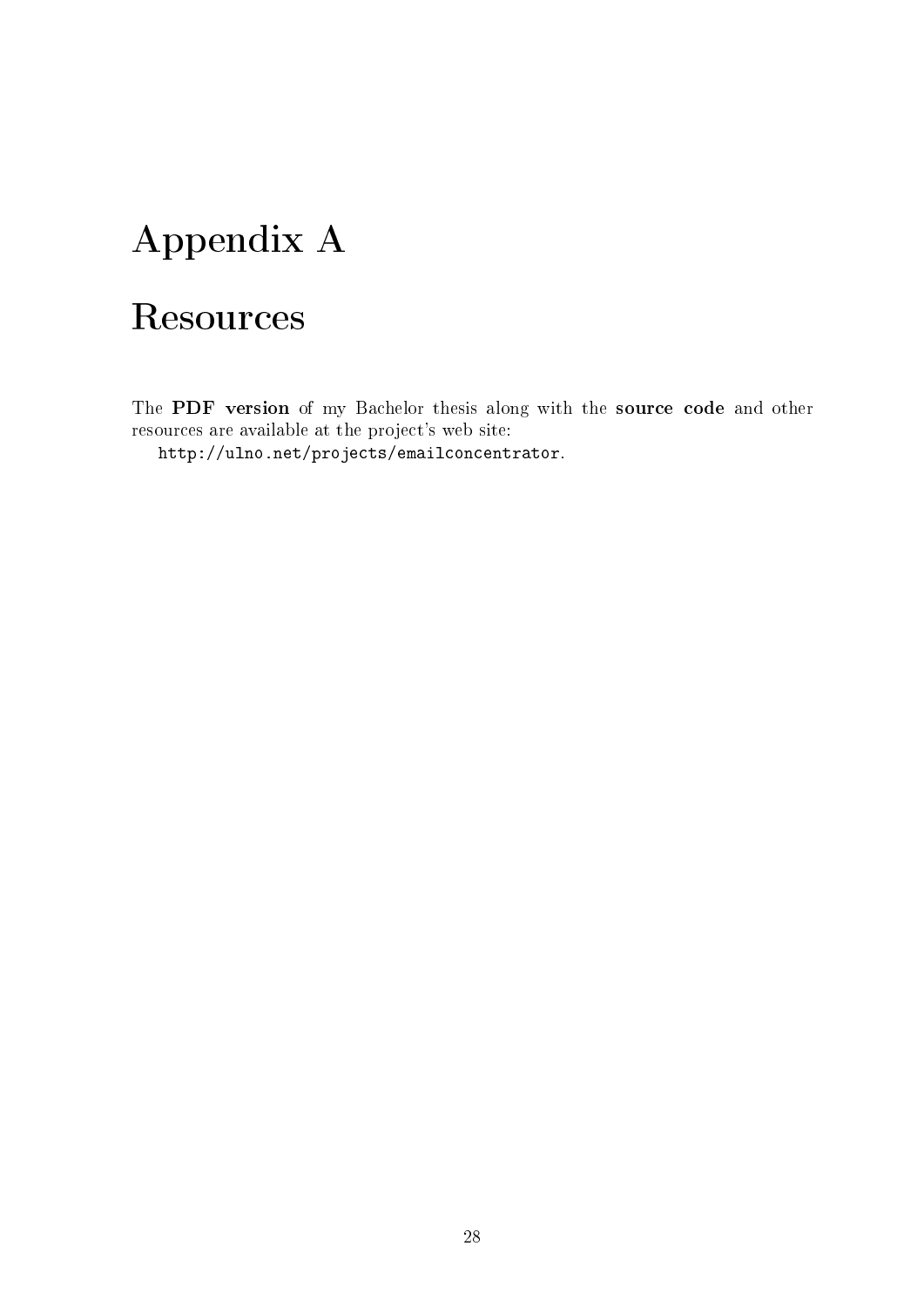# Appendix A

# Resources

The **PDF version** of my Bachelor thesis along with the **source code** and other resources are available at the project's web site:

`http://ulno.net/projects/emailconcentrator`.